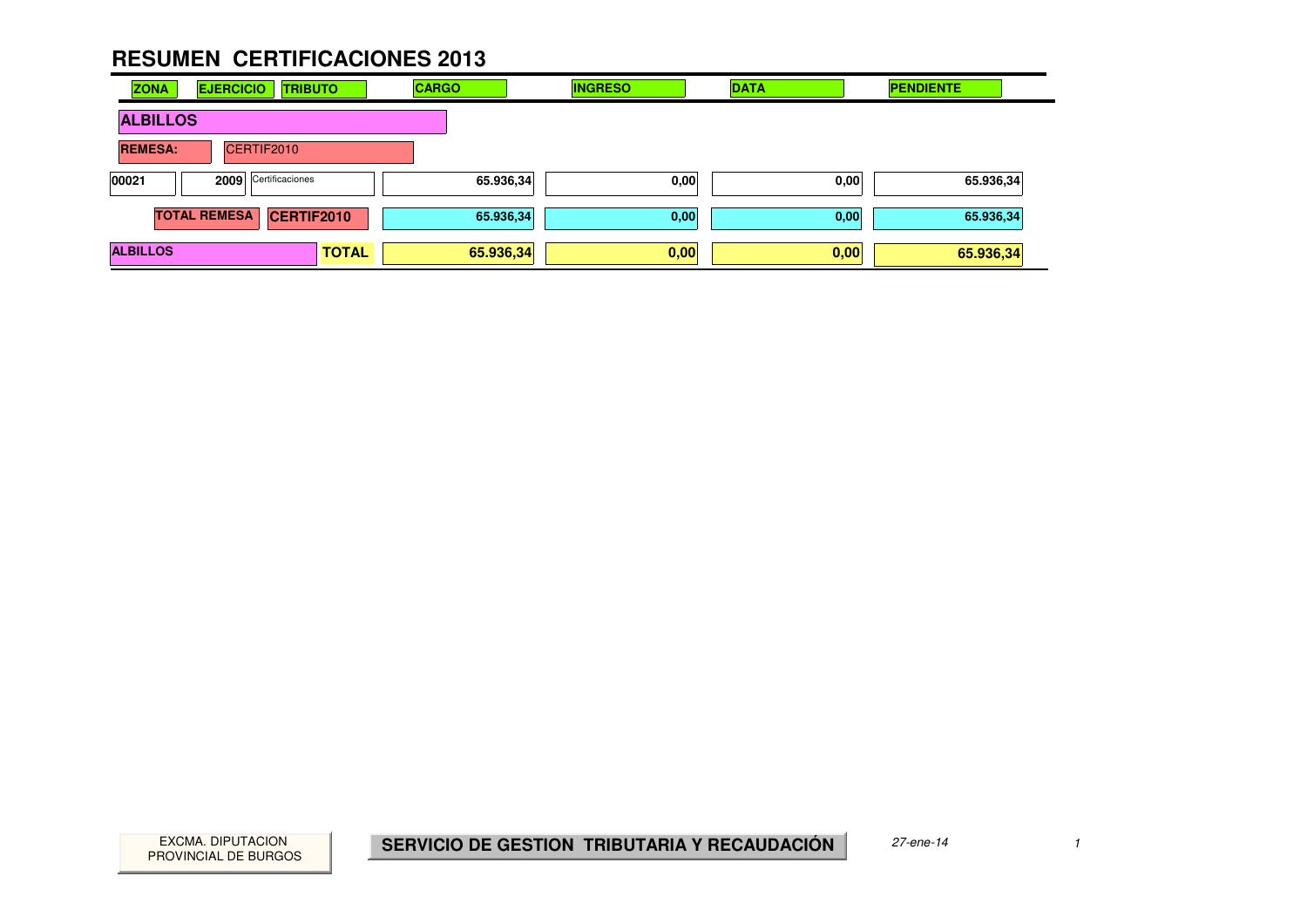# RESUMEN CERTIFICACIONES 2013

| ZONA | EJERCICIO | TRIBUTO | CARGO | INGRESO | DATA | PENDIENTE |
|---|---|---|---|---|---|---|
| **ALBILLOS** | | | | | | |
| **REMESA:** | CERTIF2010 | | | | | |
| 00021 | 2009 | Certificaciones | 65.936,34 | 0,00 | 0,00 | 65.936,34 |
| | **TOTAL REMESA** | **CERTIF2010** | **65.936,34** | **0,00** | **0,00** | **65.936,34** |
| **ALBILLOS** | | **TOTAL** | **65.936,34** | **0,00** | **0,00** | **65.936,34** |

EXCMA. DIPUTACION PROVINCIAL DE BURGOS

**SERVICIO DE GESTION TRIBUTARIA Y RECAUDACIÓN**

*27-ene-14*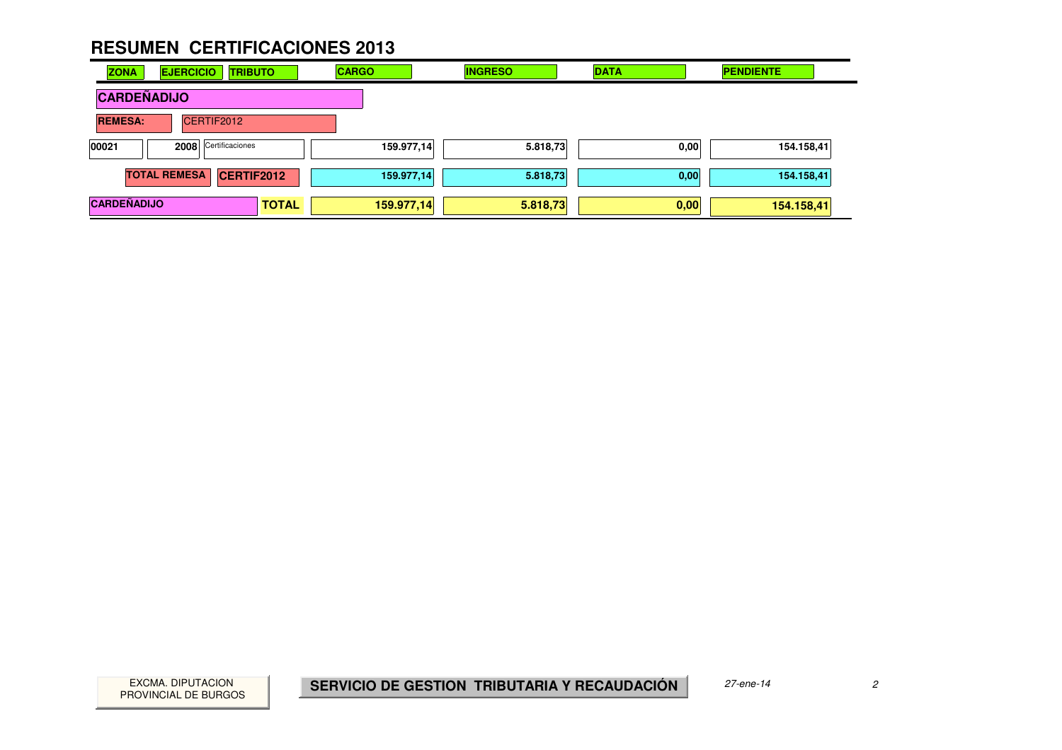# RESUMEN CERTIFICACIONES 2013

| ZONA | EJERCICIO | TRIBUTO | CARGO | INGRESO | DATA | PENDIENTE |
|---|---|---|---|---|---|---|
| **CARDEÑADIJO** | | | | | | |
| **REMESA:** | CERTIF2012 | | | | | |
| 00021 | 2008 | Certificaciones | 159.977,14 | 5.818,73 | 0,00 | 154.158,41 |
| | **TOTAL REMESA** | **CERTIF2012** | 159.977,14 | 5.818,73 | 0,00 | 154.158,41 |
| **CARDEÑADIJO** | | **TOTAL** | **159.977,14** | **5.818,73** | **0,00** | **154.158,41** |

EXCMA. DIPUTACION PROVINCIAL DE BURGOS

**SERVICIO DE GESTION TRIBUTARIA Y RECAUDACIÓN**

*27-ene-14*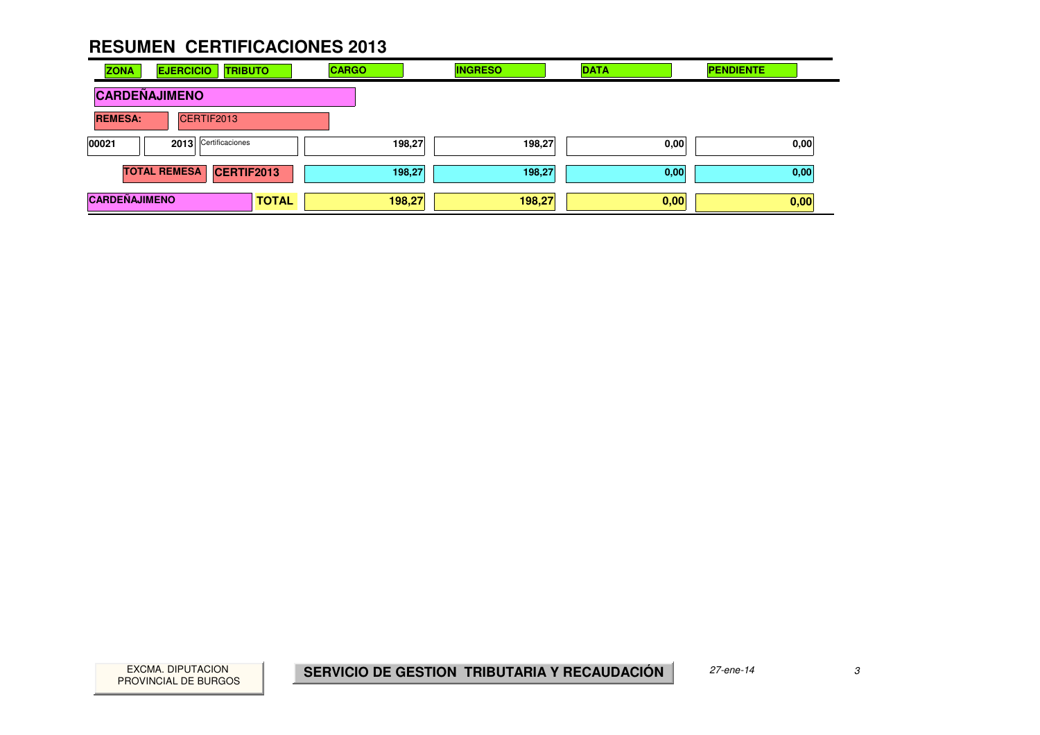# RESUMEN CERTIFICACIONES 2013

| ZONA | EJERCICIO | TRIBUTO | CARGO | INGRESO | DATA | PENDIENTE |
|---|---|---|---|---|---|---|
| **CARDEÑAJIMENO** | | | | | | |
| **REMESA:** | CERTIF2013 | | | | | |
| 00021 | 2013 | Certificaciones | 198,27 | 198,27 | 0,00 | 0,00 |
| **TOTAL REMESA** | **CERTIF2013** | | 198,27 | 198,27 | 0,00 | 0,00 |
| **CARDEÑAJIMENO** | | **TOTAL** | **198,27** | **198,27** | **0,00** | **0,00** |

EXCMA. DIPUTACION PROVINCIAL DE BURGOS

**SERVICIO DE GESTION TRIBUTARIA Y RECAUDACIÓN**

*27-ene-14*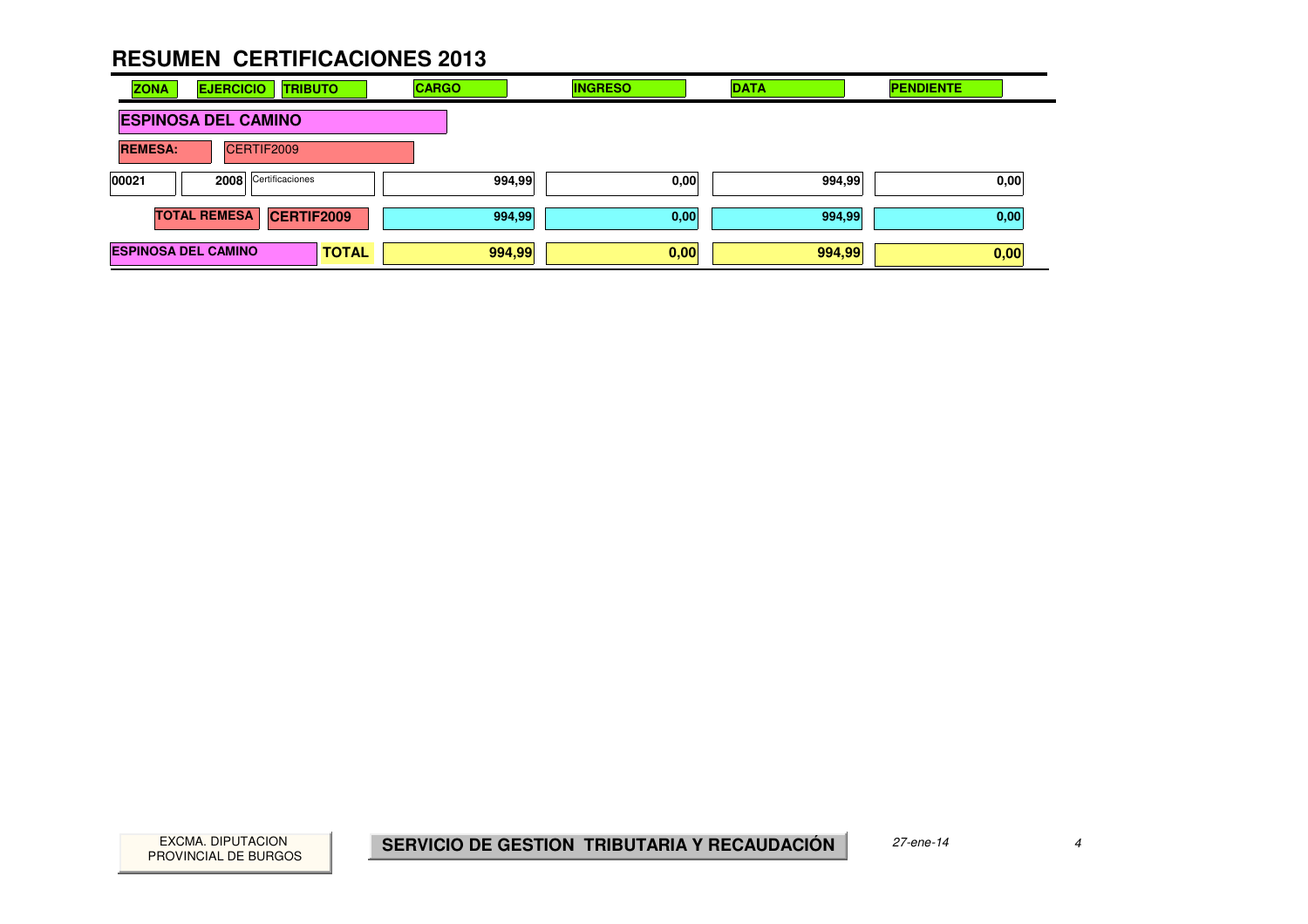# RESUMEN CERTIFICACIONES 2013

| ZONA | EJERCICIO | TRIBUTO | CARGO | INGRESO | DATA | PENDIENTE |
|---|---|---|---|---|---|---|
| **ESPINOSA DEL CAMINO** | | | | | | |
| **REMESA:** | CERTIF2009 | | | | | |
| 00021 | 2008 | Certificaciones | 994,99 | 0,00 | 994,99 | 0,00 |
| **TOTAL REMESA** | **CERTIF2009** | | 994,99 | 0,00 | 994,99 | 0,00 |
| **ESPINOSA DEL CAMINO** | | **TOTAL** | **994,99** | **0,00** | **994,99** | **0,00** |

EXCMA. DIPUTACION PROVINCIAL DE BURGOS

**SERVICIO DE GESTION TRIBUTARIA Y RECAUDACIÓN**

*27-ene-14*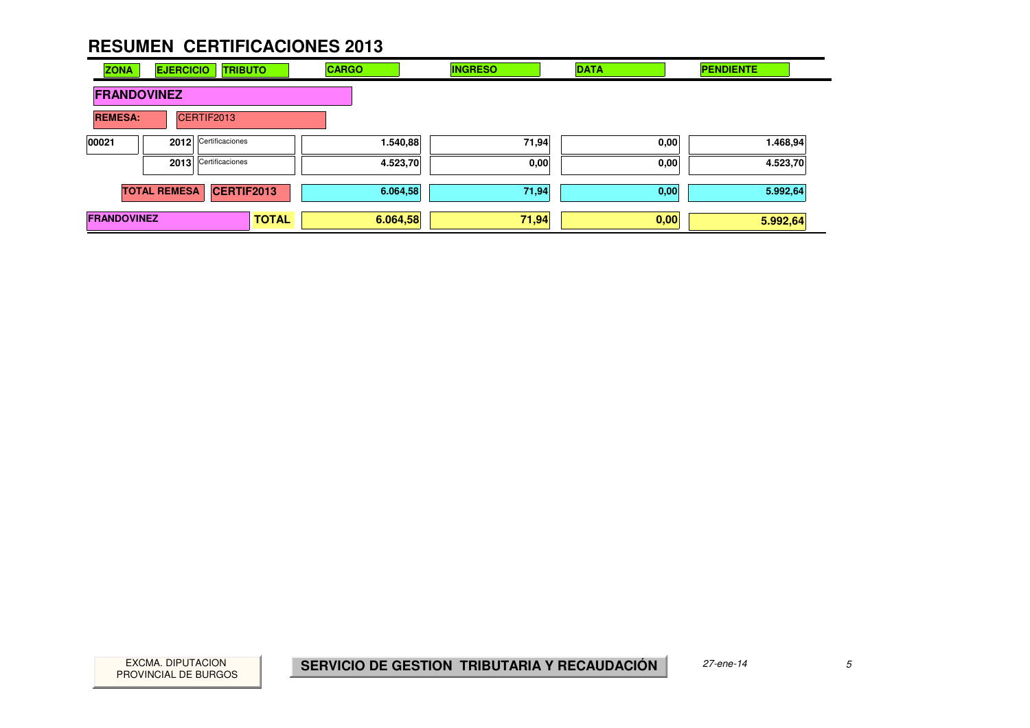# RESUMEN CERTIFICACIONES 2013

| ZONA | EJERCICIO | TRIBUTO | CARGO | INGRESO | DATA | PENDIENTE |
|---|---|---|---|---|---|---|
| **FRANDOVINEZ** | | | | | | |
| **REMESA:** | CERTIF2013 | | | | | |
| 00021 | 2012 | Certificaciones | 1.540,88 | 71,94 | 0,00 | 1.468,94 |
| | 2013 | Certificaciones | 4.523,70 | 0,00 | 0,00 | 4.523,70 |
| **TOTAL REMESA** | **CERTIF2013** | | **6.064,58** | **71,94** | **0,00** | **5.992,64** |
| **FRANDOVINEZ** | | **TOTAL** | **6.064,58** | **71,94** | **0,00** | **5.992,64** |

EXCMA. DIPUTACION PROVINCIAL DE BURGOS

**SERVICIO DE GESTION TRIBUTARIA Y RECAUDACIÓN**

*27-ene-14*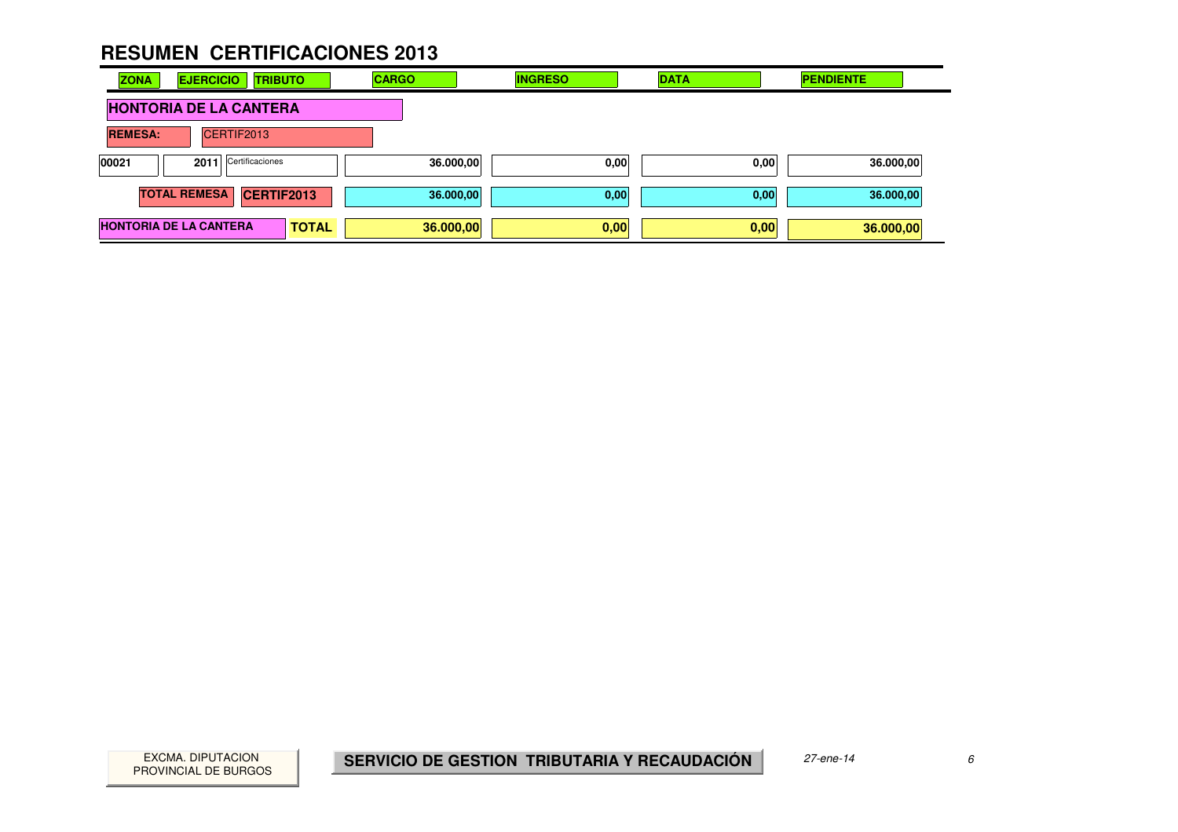# RESUMEN CERTIFICACIONES 2013

| ZONA | EJERCICIO | TRIBUTO | CARGO | INGRESO | DATA | PENDIENTE |
|---|---|---|---|---|---|---|
| **HONTORIA DE LA CANTERA** | | | | | | |
| **REMESA:** | CERTIF2013 | | | | | |
| 00021 | 2011 | Certificaciones | 36.000,00 | 0,00 | 0,00 | 36.000,00 |
| **TOTAL REMESA** | **CERTIF2013** | | 36.000,00 | 0,00 | 0,00 | 36.000,00 |
| **HONTORIA DE LA CANTERA** | | **TOTAL** | **36.000,00** | **0,00** | **0,00** | **36.000,00** |

EXCMA. DIPUTACION PROVINCIAL DE BURGOS

**SERVICIO DE GESTION TRIBUTARIA Y RECAUDACIÓN**

*27-ene-14*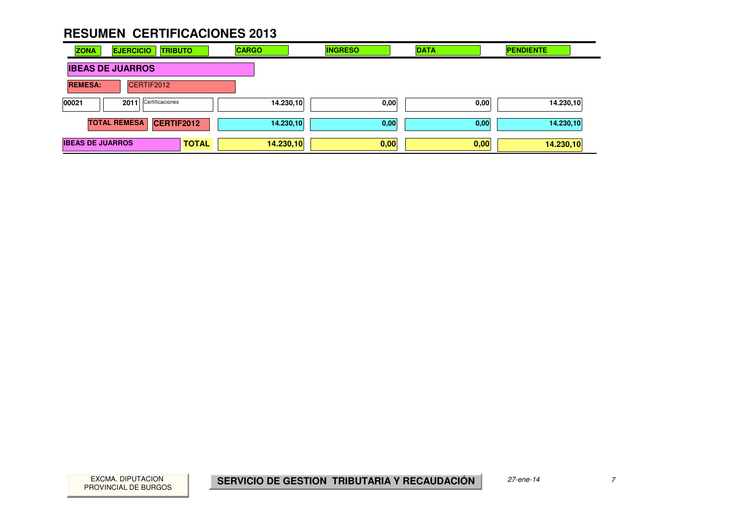# RESUMEN CERTIFICACIONES 2013

| ZONA | EJERCICIO | TRIBUTO | CARGO | INGRESO | DATA | PENDIENTE |
|---|---|---|---|---|---|---|
| **IBEAS DE JUARROS** | | | | | | |
| **REMESA:** | CERTIF2012 | | | | | |
| 00021 | 2011 | Certificaciones | 14.230,10 | 0,00 | 0,00 | 14.230,10 |
| | **TOTAL REMESA** | **CERTIF2012** | 14.230,10 | 0,00 | 0,00 | 14.230,10 |
| **IBEAS DE JUARROS** | | **TOTAL** | **14.230,10** | **0,00** | **0,00** | **14.230,10** |

EXCMA. DIPUTACION PROVINCIAL DE BURGOS

**SERVICIO DE GESTION TRIBUTARIA Y RECAUDACIÓN**

*27-ene-14*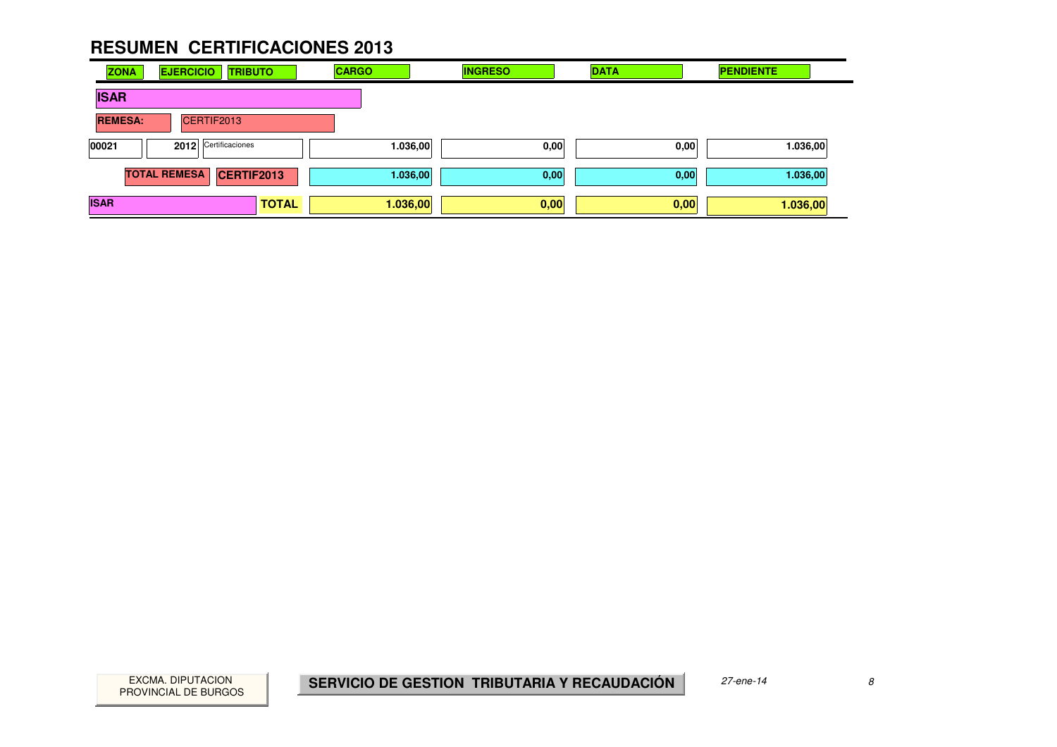# RESUMEN CERTIFICACIONES 2013

| ZONA | EJERCICIO | TRIBUTO | CARGO | INGRESO | DATA | PENDIENTE |
|---|---|---|---|---|---|---|
| **ISAR** | | | | | | |
| **REMESA:** | CERTIF2013 | | | | | |
| 00021 | 2012 | Certificaciones | 1.036,00 | 0,00 | 0,00 | 1.036,00 |
| | **TOTAL REMESA** | **CERTIF2013** | 1.036,00 | 0,00 | 0,00 | 1.036,00 |
| **ISAR** | | **TOTAL** | **1.036,00** | **0,00** | **0,00** | **1.036,00** |

EXCMA. DIPUTACION PROVINCIAL DE BURGOS

**SERVICIO DE GESTION TRIBUTARIA Y RECAUDACIÓN**

*27-ene-14*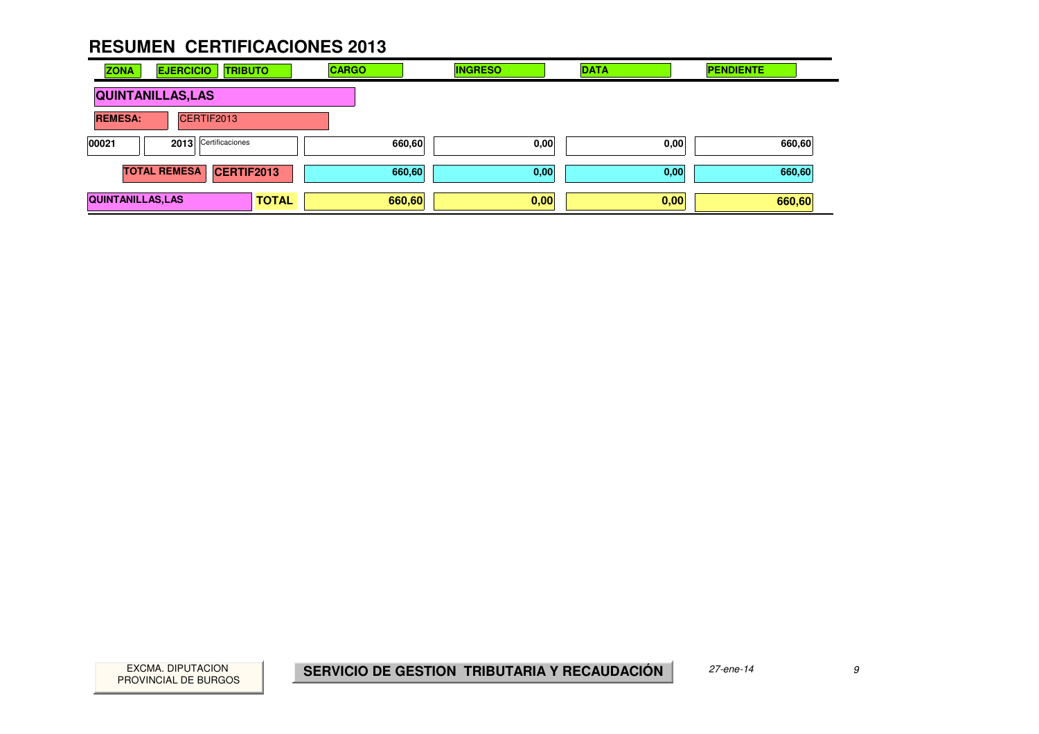# RESUMEN CERTIFICACIONES 2013

| ZONA | EJERCICIO | TRIBUTO | CARGO | INGRESO | DATA | PENDIENTE |
|---|---|---|---|---|---|---|
| **QUINTANILLAS,LAS** | | | | | | |
| **REMESA:** | CERTIF2013 | | | | | |
| 00021 | 2013 | Certificaciones | 660,60 | 0,00 | 0,00 | 660,60 |
| **TOTAL REMESA** | **CERTIF2013** | | 660,60 | 0,00 | 0,00 | 660,60 |
| **QUINTANILLAS,LAS** | | **TOTAL** | 660,60 | 0,00 | 0,00 | 660,60 |

EXCMA. DIPUTACION PROVINCIAL DE BURGOS

**SERVICIO DE GESTION TRIBUTARIA Y RECAUDACIÓN**

*27-ene-14*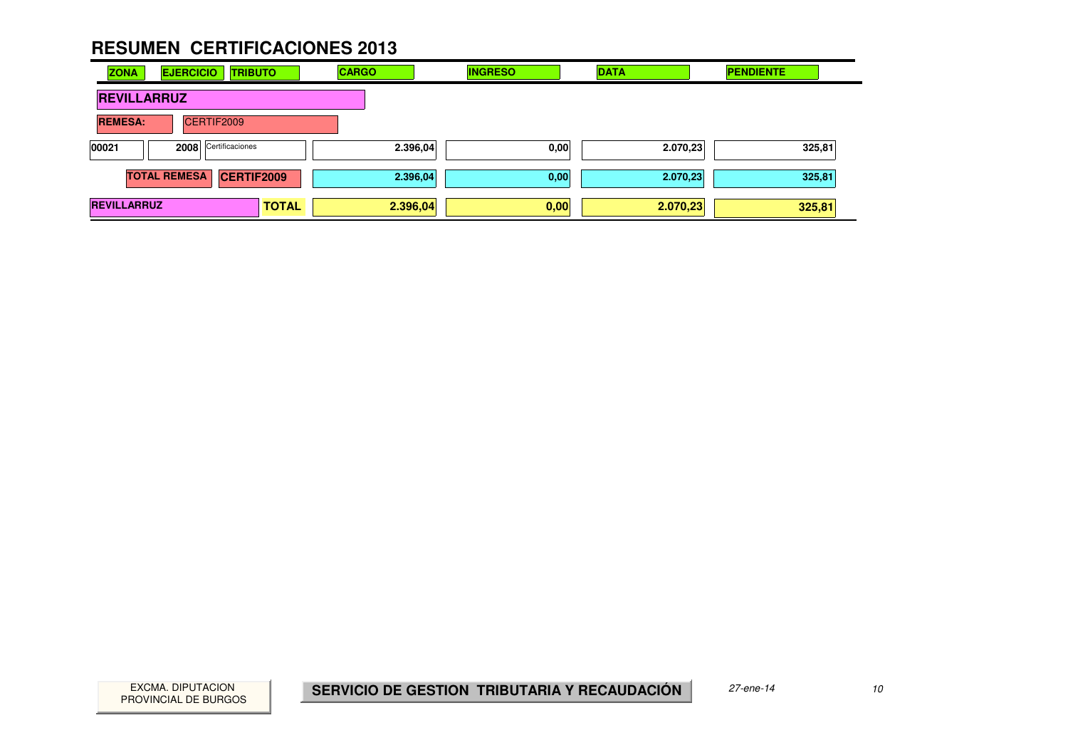# RESUMEN CERTIFICACIONES 2013

| ZONA | EJERCICIO | TRIBUTO | CARGO | INGRESO | DATA | PENDIENTE |
|---|---|---|---|---|---|---|
| **REVILLARRUZ** | | | | | | |
| **REMESA:** | CERTIF2009 | | | | | |
| 00021 | 2008 | Certificaciones | 2.396,04 | 0,00 | 2.070,23 | 325,81 |
| | **TOTAL REMESA** | **CERTIF2009** | **2.396,04** | **0,00** | **2.070,23** | **325,81** |
| **REVILLARRUZ** | | **TOTAL** | **2.396,04** | **0,00** | **2.070,23** | **325,81** |

EXCMA. DIPUTACION PROVINCIAL DE BURGOS

**SERVICIO DE GESTION TRIBUTARIA Y RECAUDACIÓN**

*27-ene-14*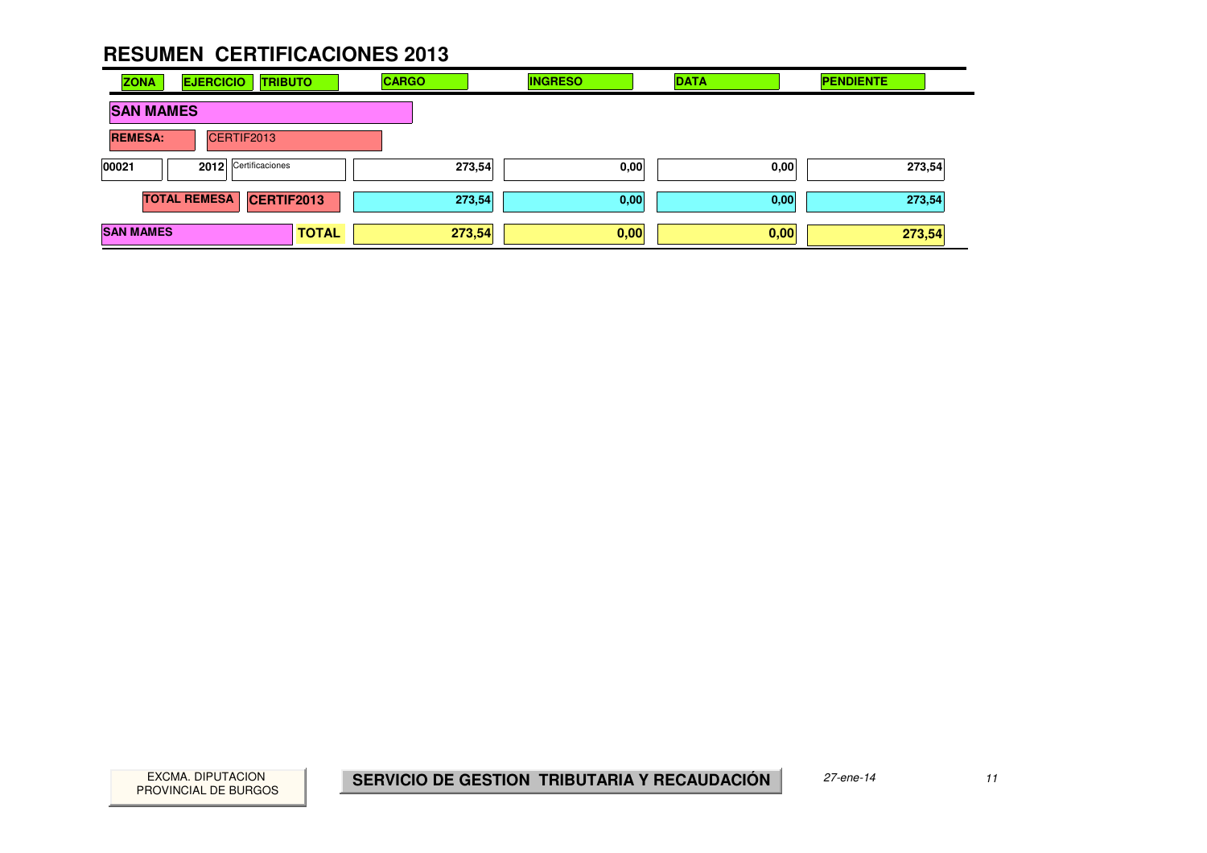# RESUMEN CERTIFICACIONES 2013

| ZONA | EJERCICIO | TRIBUTO | CARGO | INGRESO | DATA | PENDIENTE |
|---|---|---|---|---|---|---|
| **SAN MAMES** | | | | | | |
| **REMESA:** | CERTIF2013 | | | | | |
| 00021 | 2012 | Certificaciones | 273,54 | 0,00 | 0,00 | 273,54 |
| **TOTAL REMESA** | | **CERTIF2013** | 273,54 | 0,00 | 0,00 | 273,54 |
| **SAN MAMES** | | **TOTAL** | **273,54** | **0,00** | **0,00** | **273,54** |

EXCMA. DIPUTACION PROVINCIAL DE BURGOS

**SERVICIO DE GESTION TRIBUTARIA Y RECAUDACIÓN**

*27-ene-14*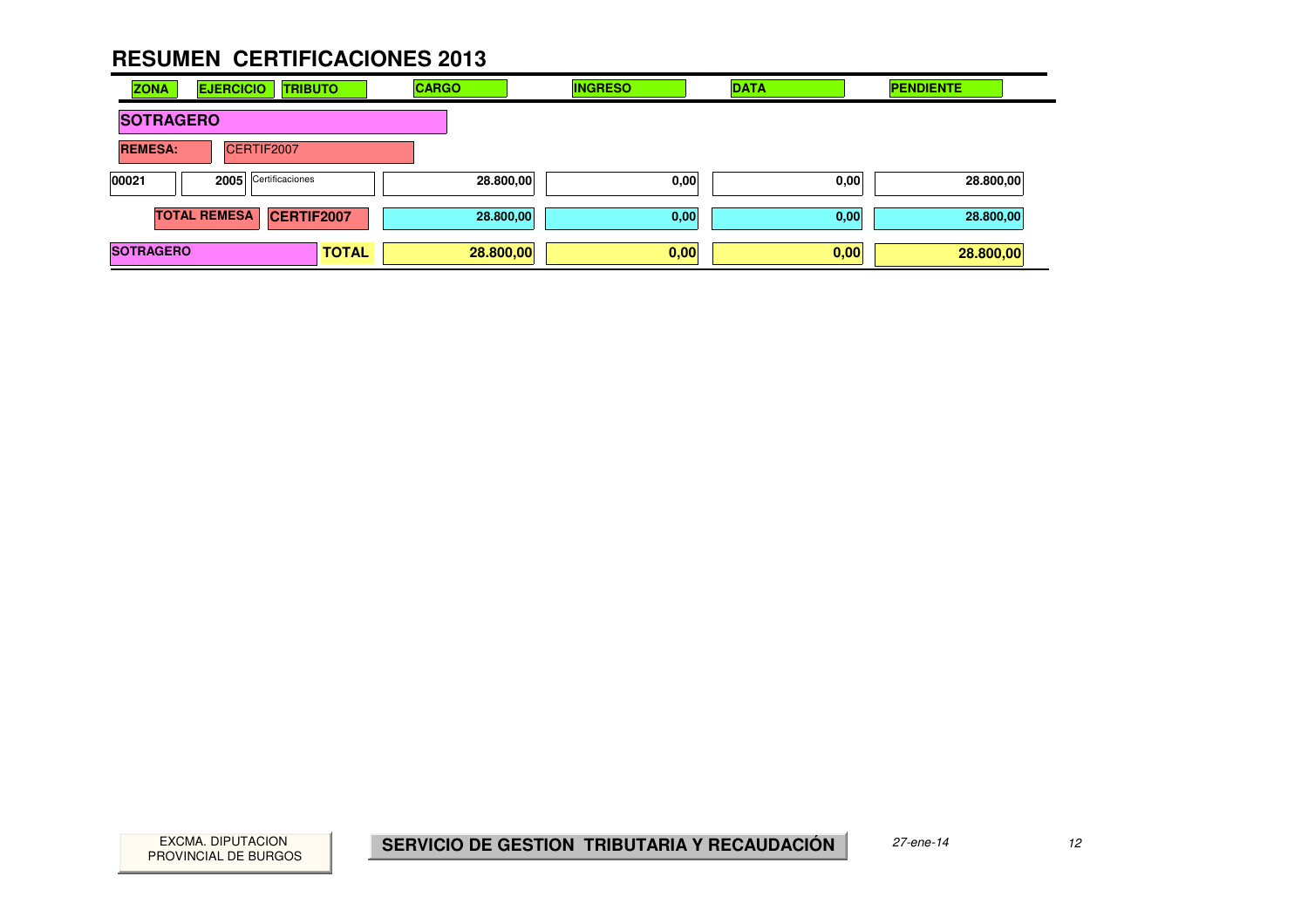# RESUMEN CERTIFICACIONES 2013

| ZONA | EJERCICIO | TRIBUTO | CARGO | INGRESO | DATA | PENDIENTE |
|---|---|---|---|---|---|---|
| **SOTRAGERO** | | | | | | |
| **REMESA:** | CERTIF2007 | | | | | |
| 00021 | 2005 | Certificaciones | 28.800,00 | 0,00 | 0,00 | 28.800,00 |
| **TOTAL REMESA** | **CERTIF2007** | | 28.800,00 | 0,00 | 0,00 | 28.800,00 |
| **SOTRAGERO** | | **TOTAL** | **28.800,00** | **0,00** | **0,00** | **28.800,00** |

EXCMA. DIPUTACION PROVINCIAL DE BURGOS

**SERVICIO DE GESTION TRIBUTARIA Y RECAUDACIÓN**

*27-ene-14*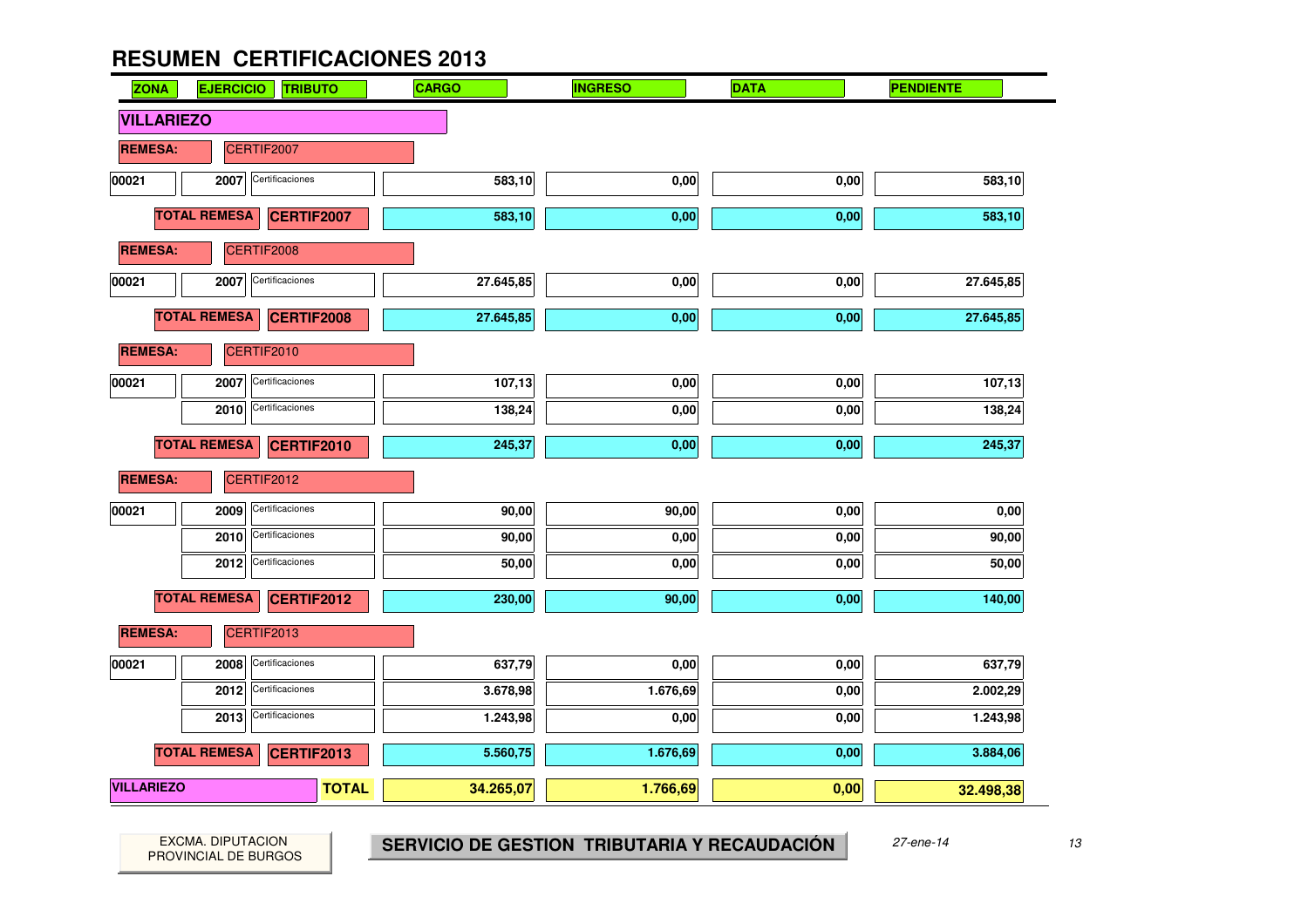# RESUMEN CERTIFICACIONES 2013

| ZONA | EJERCICIO | TRIBUTO | CARGO | INGRESO | DATA | PENDIENTE |
|---|---|---|---|---|---|---|
| **VILLARIEZO** | | | | | | |
| **REMESA:** | CERTIF2007 | | | | | |
| 00021 | 2007 | Certificaciones | 583,10 | 0,00 | 0,00 | 583,10 |
| **TOTAL REMESA** | **CERTIF2007** | | **583,10** | **0,00** | **0,00** | **583,10** |
| **REMESA:** | CERTIF2008 | | | | | |
| 00021 | 2007 | Certificaciones | 27.645,85 | 0,00 | 0,00 | 27.645,85 |
| **TOTAL REMESA** | **CERTIF2008** | | **27.645,85** | **0,00** | **0,00** | **27.645,85** |
| **REMESA:** | CERTIF2010 | | | | | |
| 00021 | 2007 | Certificaciones | 107,13 | 0,00 | 0,00 | 107,13 |
| | 2010 | Certificaciones | 138,24 | 0,00 | 0,00 | 138,24 |
| **TOTAL REMESA** | **CERTIF2010** | | **245,37** | **0,00** | **0,00** | **245,37** |
| **REMESA:** | CERTIF2012 | | | | | |
| 00021 | 2009 | Certificaciones | 90,00 | 90,00 | 0,00 | 0,00 |
| | 2010 | Certificaciones | 90,00 | 0,00 | 0,00 | 90,00 |
| | 2012 | Certificaciones | 50,00 | 0,00 | 0,00 | 50,00 |
| **TOTAL REMESA** | **CERTIF2012** | | **230,00** | **90,00** | **0,00** | **140,00** |
| **REMESA:** | CERTIF2013 | | | | | |
| 00021 | 2008 | Certificaciones | 637,79 | 0,00 | 0,00 | 637,79 |
| | 2012 | Certificaciones | 3.678,98 | 1.676,69 | 0,00 | 2.002,29 |
| | 2013 | Certificaciones | 1.243,98 | 0,00 | 0,00 | 1.243,98 |
| **TOTAL REMESA** | **CERTIF2013** | | **5.560,75** | **1.676,69** | **0,00** | **3.884,06** |
| **VILLARIEZO** | | **TOTAL** | **34.265,07** | **1.766,69** | **0,00** | **32.498,38** |

EXCMA. DIPUTACION PROVINCIAL DE BURGOS

**SERVICIO DE GESTION TRIBUTARIA Y RECAUDACIÓN**

*27-ene-14*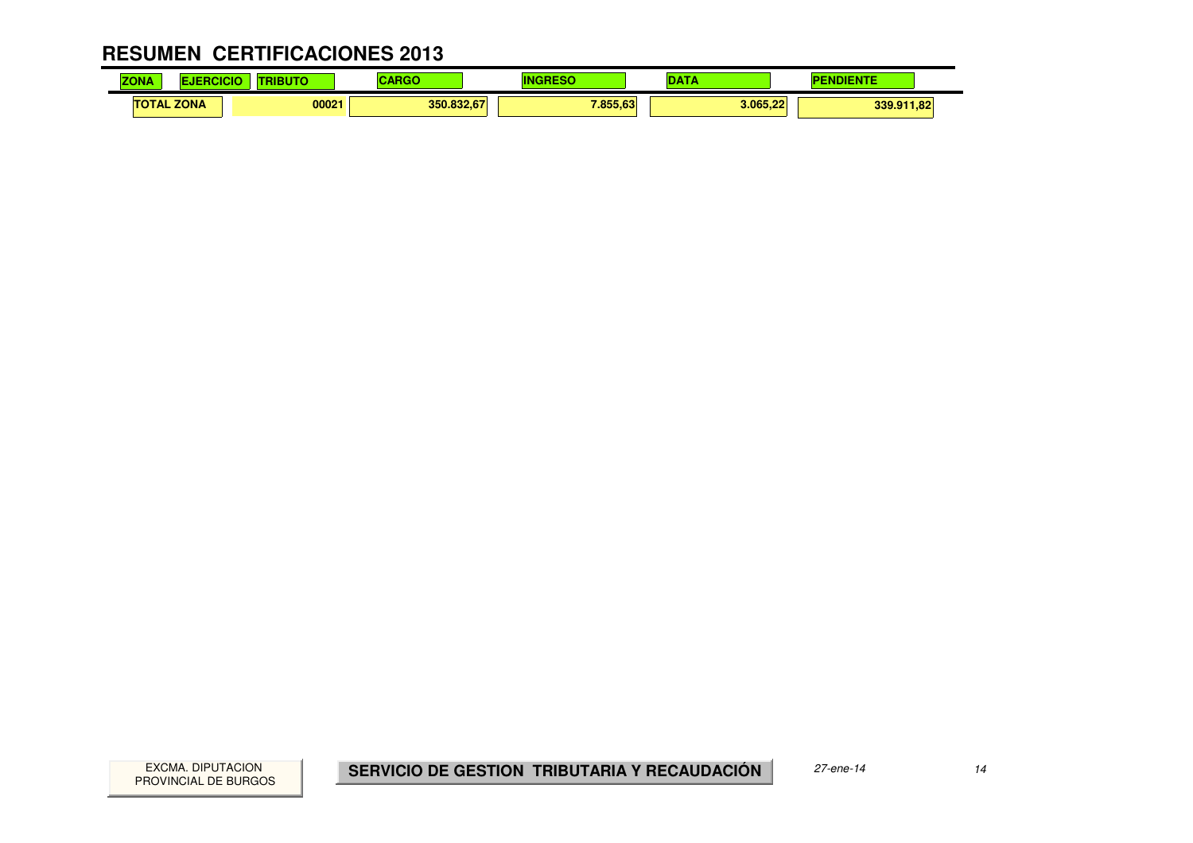# RESUMEN CERTIFICACIONES 2013

| ZONA | EJERCICIO | TRIBUTO | CARGO | INGRESO | DATA | PENDIENTE |
|---|---|---|---|---|---|---|
| TOTAL ZONA | | 00021 | 350.832,67 | 7.855,63 | 3.065,22 | 339.911,82 |

EXCMA. DIPUTACION PROVINCIAL DE BURGOS

**SERVICIO DE GESTION TRIBUTARIA Y RECAUDACIÓN**

*27-ene-14*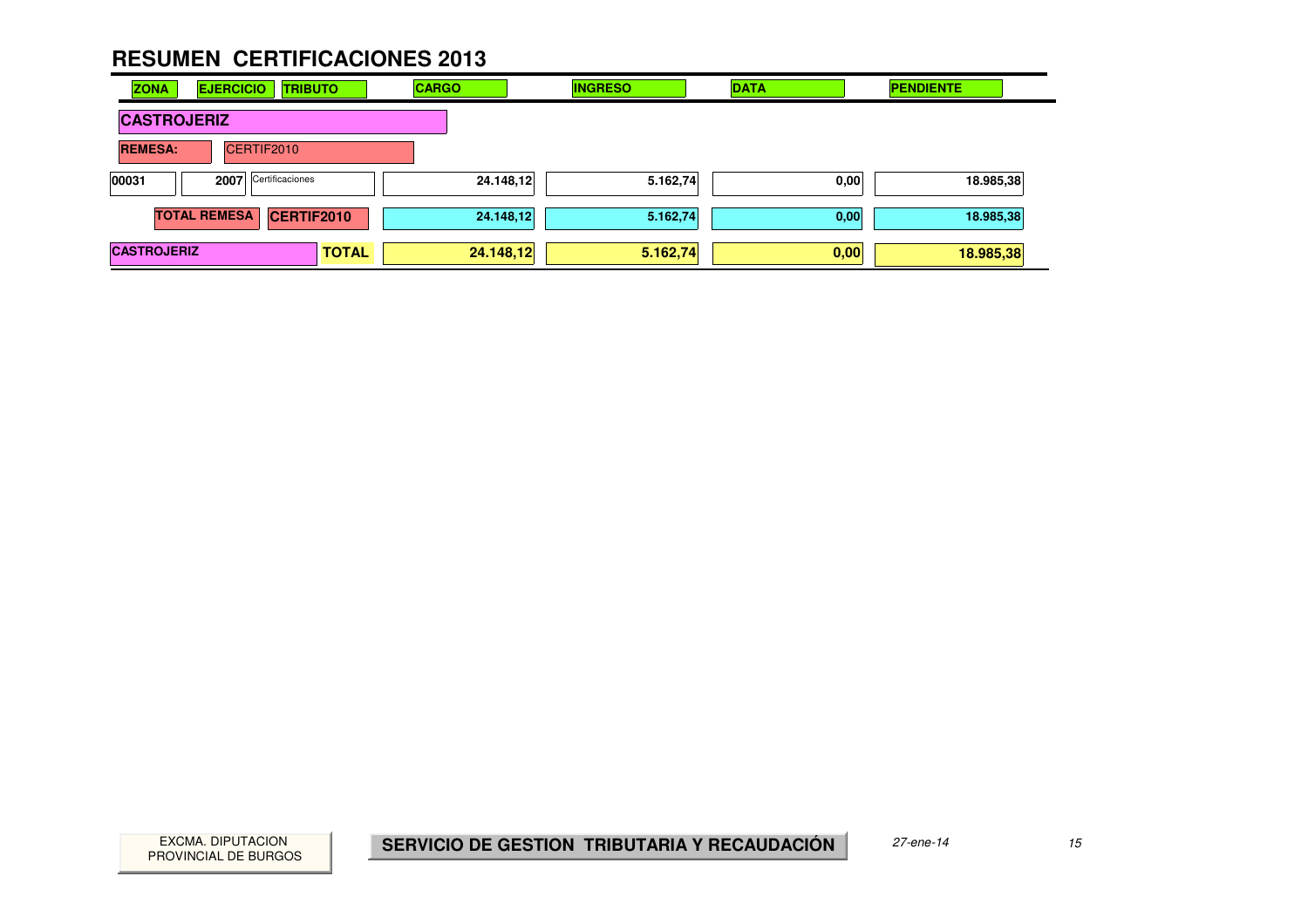# RESUMEN CERTIFICACIONES 2013

| ZONA | EJERCICIO | TRIBUTO | CARGO | INGRESO | DATA | PENDIENTE |
|---|---|---|---|---|---|---|
| **CASTROJERIZ** | | | | | | |
| **REMESA:** | CERTIF2010 | | | | | |
| 00031 | 2007 | Certificaciones | 24.148,12 | 5.162,74 | 0,00 | 18.985,38 |
| **TOTAL REMESA** | **CERTIF2010** | | 24.148,12 | 5.162,74 | 0,00 | 18.985,38 |
| **CASTROJERIZ** | | **TOTAL** | **24.148,12** | **5.162,74** | **0,00** | **18.985,38** |

EXCMA. DIPUTACION PROVINCIAL DE BURGOS

**SERVICIO DE GESTION TRIBUTARIA Y RECAUDACIÓN**

*27-ene-14*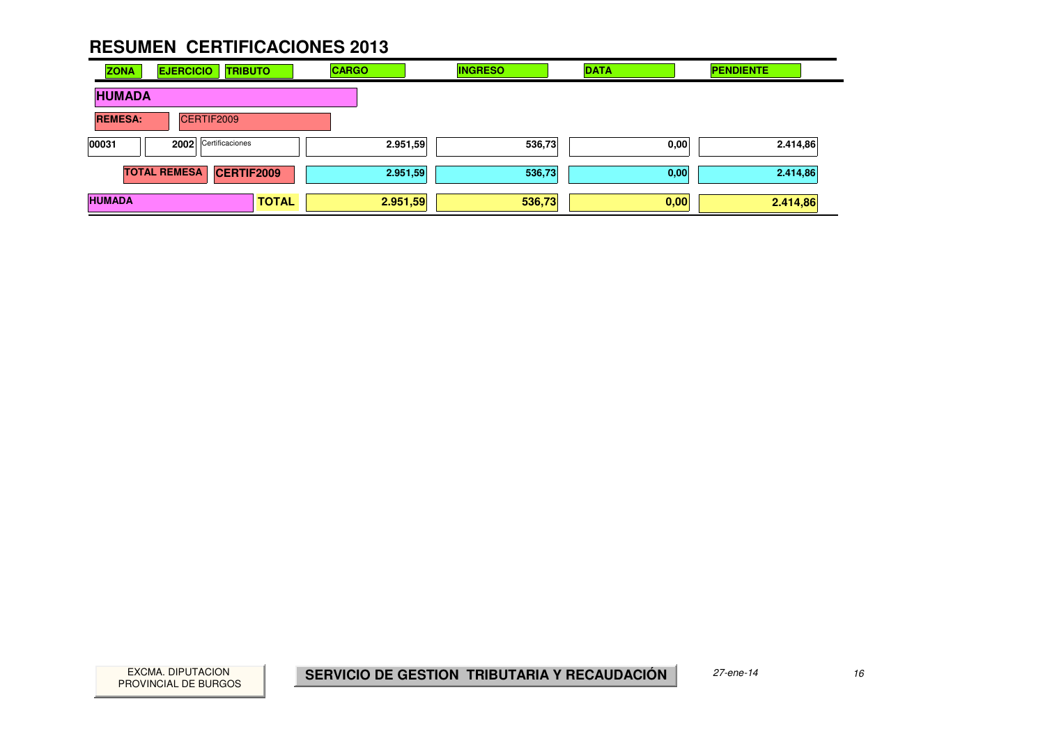# RESUMEN CERTIFICACIONES 2013

| ZONA | EJERCICIO | TRIBUTO | CARGO | INGRESO | DATA | PENDIENTE |
|---|---|---|---|---|---|---|
| **HUMADA** | | | | | | |
| **REMESA:** | CERTIF2009 | | | | | |
| 00031 | 2002 | Certificaciones | 2.951,59 | 536,73 | 0,00 | 2.414,86 |
| | **TOTAL REMESA** | **CERTIF2009** | 2.951,59 | 536,73 | 0,00 | 2.414,86 |
| **HUMADA** | | **TOTAL** | **2.951,59** | **536,73** | **0,00** | **2.414,86** |

EXCMA. DIPUTACION PROVINCIAL DE BURGOS

**SERVICIO DE GESTION TRIBUTARIA Y RECAUDACIÓN**

*27-ene-14*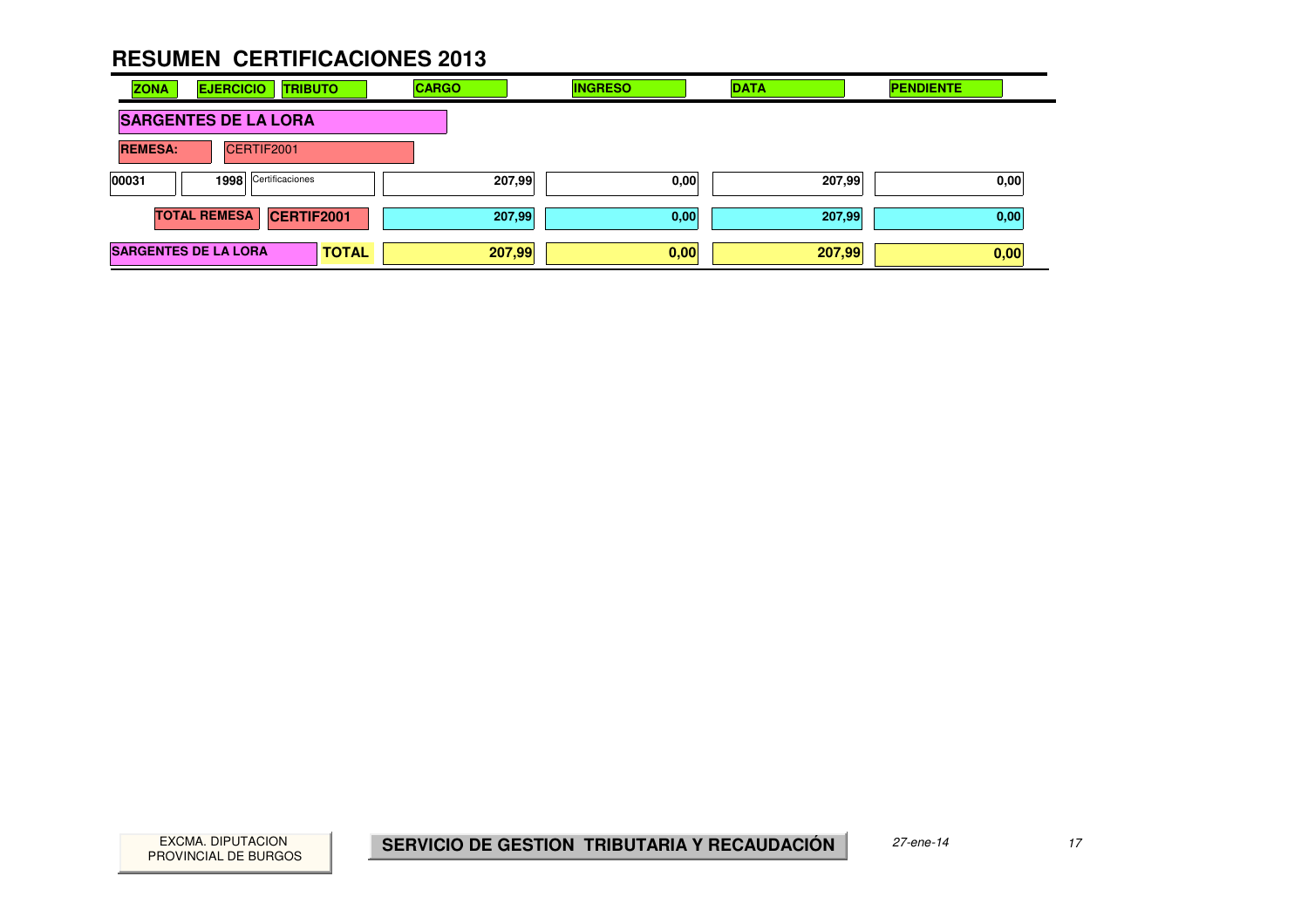# RESUMEN CERTIFICACIONES 2013

| ZONA | EJERCICIO | TRIBUTO | CARGO | INGRESO | DATA | PENDIENTE |
|---|---|---|---|---|---|---|
| **SARGENTES DE LA LORA** | | | | | | |
| **REMESA:** | CERTIF2001 | | | | | |
| 00031 | 1998 | Certificaciones | 207,99 | 0,00 | 207,99 | 0,00 |
| | **TOTAL REMESA** | **CERTIF2001** | 207,99 | 0,00 | 207,99 | 0,00 |
| **SARGENTES DE LA LORA** | | **TOTAL** | **207,99** | **0,00** | **207,99** | **0,00** |

EXCMA. DIPUTACION PROVINCIAL DE BURGOS

**SERVICIO DE GESTION TRIBUTARIA Y RECAUDACIÓN**

*27-ene-14*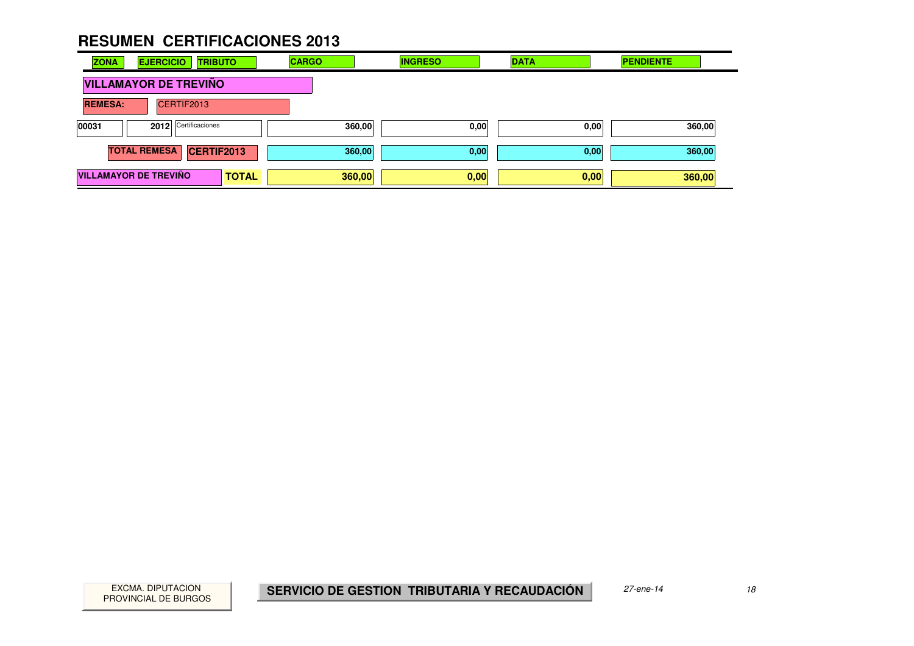# RESUMEN CERTIFICACIONES 2013

| ZONA | EJERCICIO | TRIBUTO | CARGO | INGRESO | DATA | PENDIENTE |
|---|---|---|---|---|---|---|
| **VILLAMAYOR DE TREVIÑO** | | | | | | |
| **REMESA:** | CERTIF2013 | | | | | |
| 00031 | 2012 | Certificaciones | 360,00 | 0,00 | 0,00 | 360,00 |
| **TOTAL REMESA** | **CERTIF2013** | | 360,00 | 0,00 | 0,00 | 360,00 |
| **VILLAMAYOR DE TREVIÑO** | | **TOTAL** | **360,00** | **0,00** | **0,00** | **360,00** |

EXCMA. DIPUTACION PROVINCIAL DE BURGOS

**SERVICIO DE GESTION TRIBUTARIA Y RECAUDACIÓN**

*27-ene-14*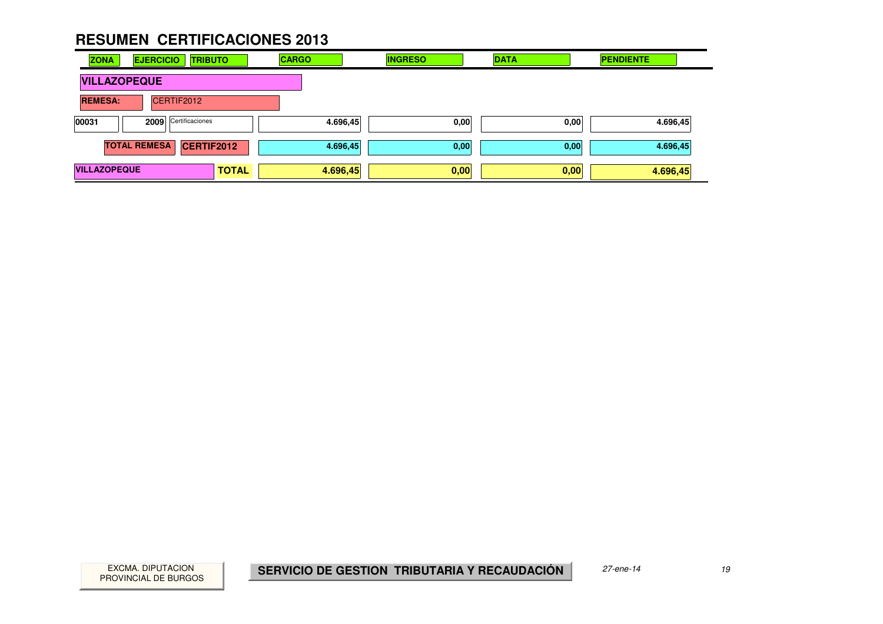# RESUMEN CERTIFICACIONES 2013

| ZONA | EJERCICIO | TRIBUTO | CARGO | INGRESO | DATA | PENDIENTE |
|---|---|---|---|---|---|---|
| **VILLAZOPEQUE** | | | | | | |
| **REMESA:** | CERTIF2012 | | | | | |
| 00031 | 2009 | Certificaciones | 4.696,45 | 0,00 | 0,00 | 4.696,45 |
| **TOTAL REMESA** | **CERTIF2012** | | 4.696,45 | 0,00 | 0,00 | 4.696,45 |
| **VILLAZOPEQUE** | | **TOTAL** | **4.696,45** | **0,00** | **0,00** | **4.696,45** |

EXCMA. DIPUTACION PROVINCIAL DE BURGOS

**SERVICIO DE GESTION TRIBUTARIA Y RECAUDACIÓN**

*27-ene-14*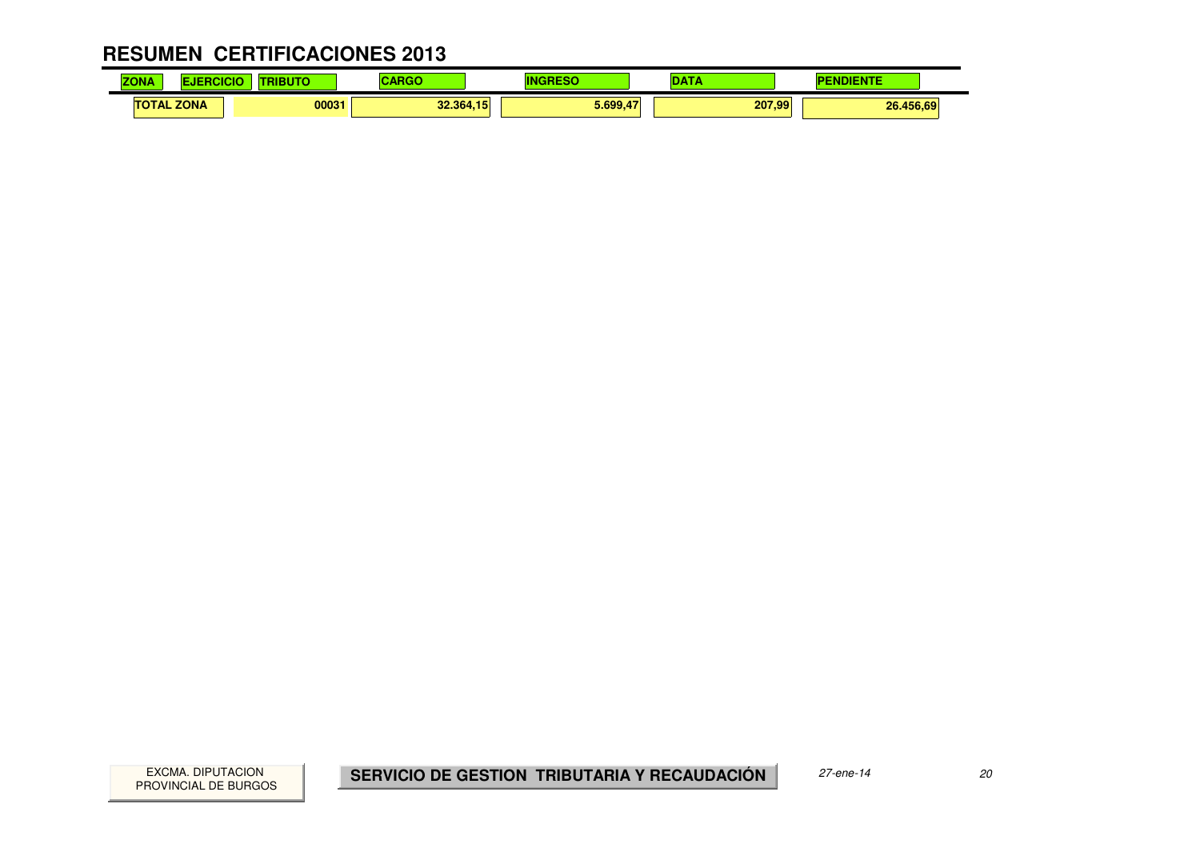# RESUMEN CERTIFICACIONES 2013

| ZONA | EJERCICIO | TRIBUTO | CARGO | INGRESO | DATA | PENDIENTE |
| --- | --- | --- | --- | --- | --- | --- |
| TOTAL ZONA | | 00031 | 32.364,15 | 5.699,47 | 207,99 | 26.456,69 |

EXCMA. DIPUTACION PROVINCIAL DE BURGOS

**SERVICIO DE GESTION TRIBUTARIA Y RECAUDACIÓN**

*27-ene-14*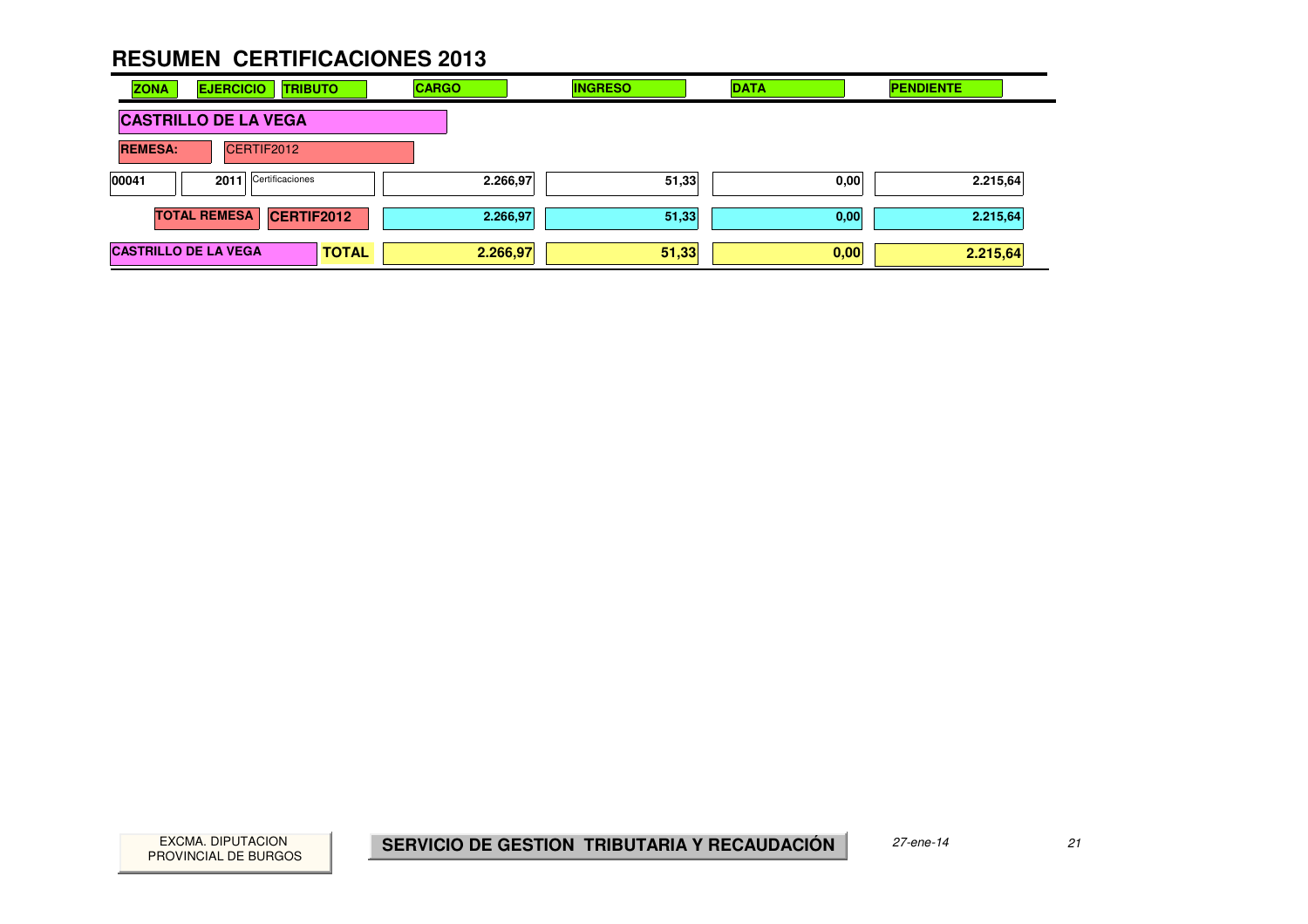# RESUMEN CERTIFICACIONES 2013

| ZONA | EJERCICIO | TRIBUTO | CARGO | INGRESO | DATA | PENDIENTE |
|---|---|---|---|---|---|---|
| **CASTRILLO DE LA VEGA** | | | | | | |
| **REMESA:** CERTIF2012 | | | | | | |
| 00041 | 2011 | Certificaciones | 2.266,97 | 51,33 | 0,00 | 2.215,64 |
| | **TOTAL REMESA** | **CERTIF2012** | 2.266,97 | 51,33 | 0,00 | 2.215,64 |
| **CASTRILLO DE LA VEGA** | | **TOTAL** | **2.266,97** | **51,33** | **0,00** | **2.215,64** |

EXCMA. DIPUTACION PROVINCIAL DE BURGOS

**SERVICIO DE GESTION TRIBUTARIA Y RECAUDACIÓN**

*27-ene-14*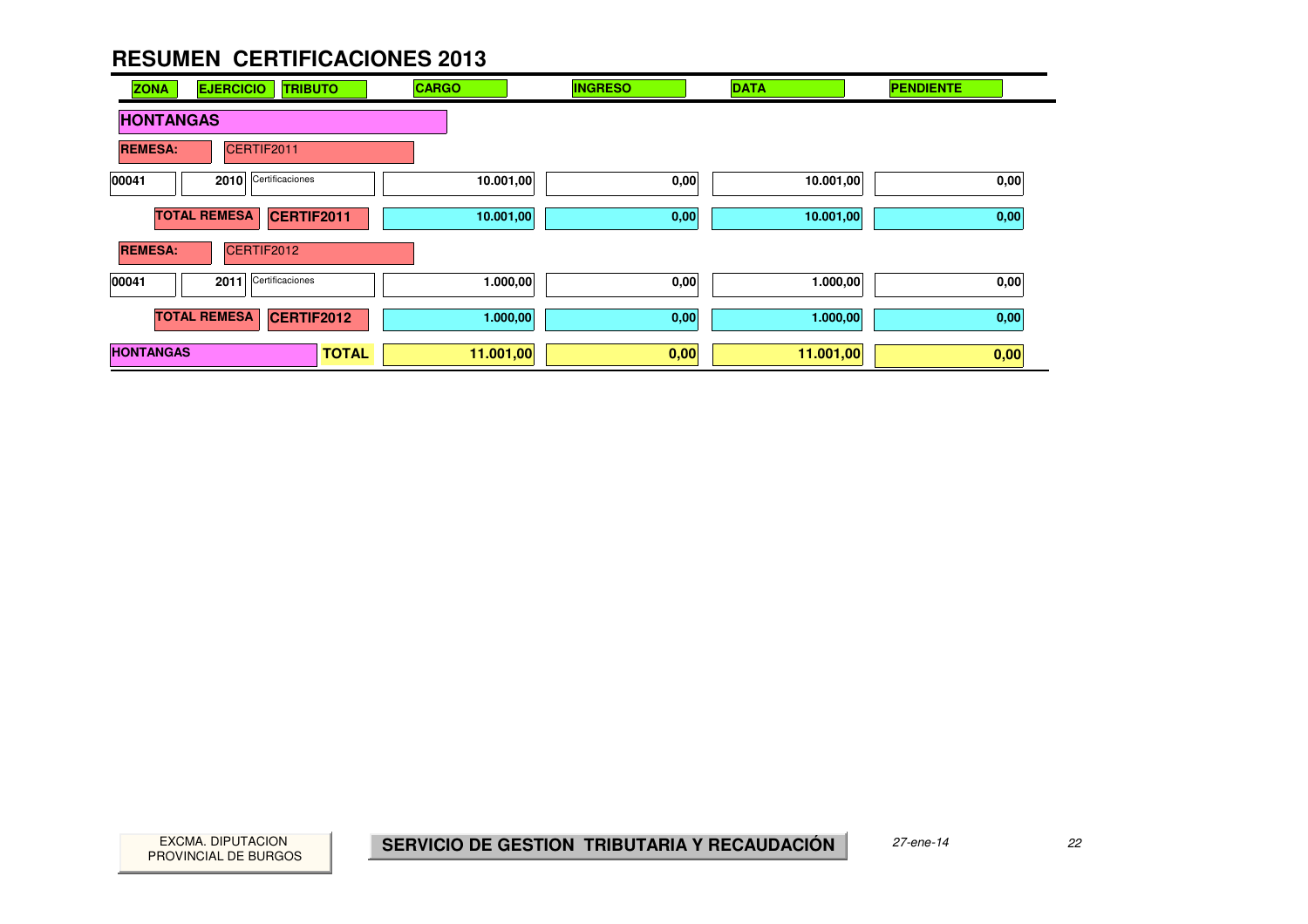# RESUMEN CERTIFICACIONES 2013

| ZONA | EJERCICIO | TRIBUTO | CARGO | INGRESO | DATA | PENDIENTE |
|---|---|---|---|---|---|---|
| **HONTANGAS** | | | | | | |
| **REMESA:** | CERTIF2011 | | | | | |
| 00041 | 2010 | Certificaciones | 10.001,00 | 0,00 | 10.001,00 | 0,00 |
| **TOTAL REMESA** | **CERTIF2011** | | 10.001,00 | 0,00 | 10.001,00 | 0,00 |
| **REMESA:** | CERTIF2012 | | | | | |
| 00041 | 2011 | Certificaciones | 1.000,00 | 0,00 | 1.000,00 | 0,00 |
| **TOTAL REMESA** | **CERTIF2012** | | 1.000,00 | 0,00 | 1.000,00 | 0,00 |
| **HONTANGAS** | | **TOTAL** | **11.001,00** | **0,00** | **11.001,00** | **0,00** |

EXCMA. DIPUTACION PROVINCIAL DE BURGOS

**SERVICIO DE GESTION TRIBUTARIA Y RECAUDACIÓN**

*27-ene-14*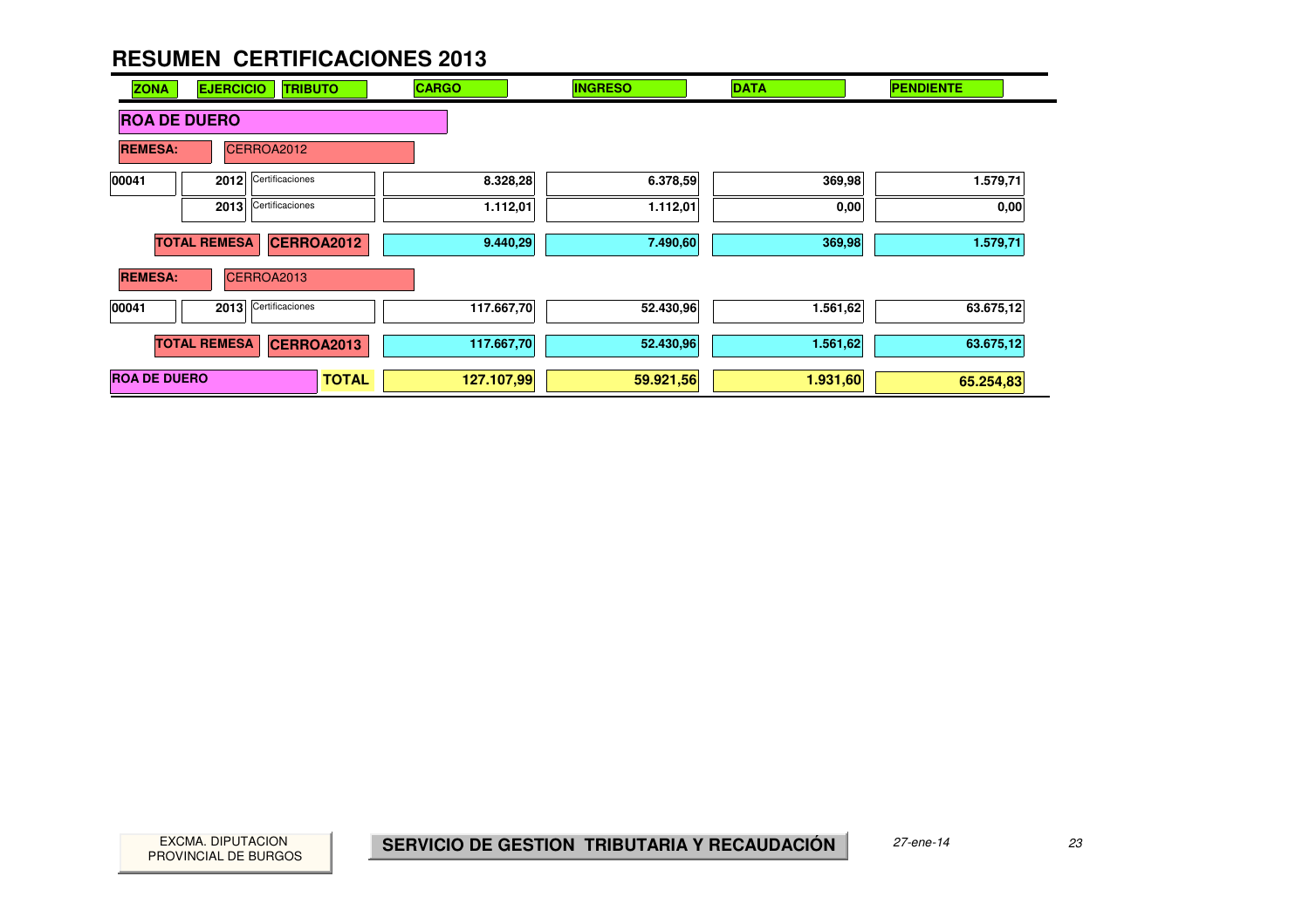# RESUMEN CERTIFICACIONES 2013

| ZONA | EJERCICIO | TRIBUTO | CARGO | INGRESO | DATA | PENDIENTE |
|---|---|---|---|---|---|---|
| **ROA DE DUERO** | | | | | | |
| **REMESA:** | CERROA2012 | | | | | |
| 00041 | 2012 | Certificaciones | 8.328,28 | 6.378,59 | 369,98 | 1.579,71 |
| | 2013 | Certificaciones | 1.112,01 | 1.112,01 | 0,00 | 0,00 |
| **TOTAL REMESA** | **CERROA2012** | | 9.440,29 | 7.490,60 | 369,98 | 1.579,71 |
| **REMESA:** | CERROA2013 | | | | | |
| 00041 | 2013 | Certificaciones | 117.667,70 | 52.430,96 | 1.561,62 | 63.675,12 |
| **TOTAL REMESA** | **CERROA2013** | | 117.667,70 | 52.430,96 | 1.561,62 | 63.675,12 |
| **ROA DE DUERO** | | **TOTAL** | **127.107,99** | **59.921,56** | **1.931,60** | **65.254,83** |

EXCMA. DIPUTACION PROVINCIAL DE BURGOS

**SERVICIO DE GESTION TRIBUTARIA Y RECAUDACIÓN**

*27-ene-14*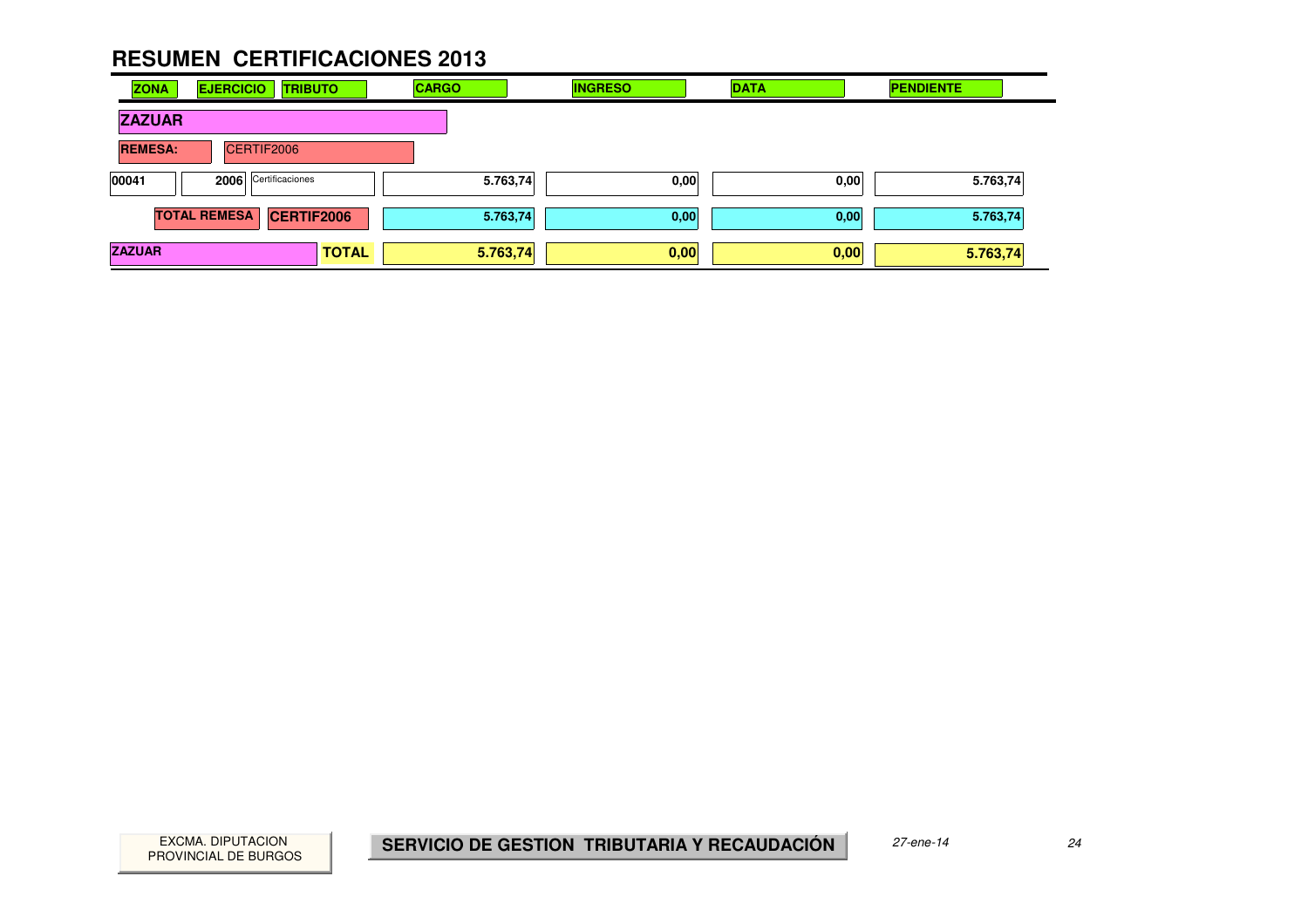# RESUMEN CERTIFICACIONES 2013

| ZONA | EJERCICIO | TRIBUTO | CARGO | INGRESO | DATA | PENDIENTE |
|---|---|---|---|---|---|---|
| **ZAZUAR** | | | | | | |
| **REMESA:** | CERTIF2006 | | | | | |
| 00041 | 2006 | Certificaciones | 5.763,74 | 0,00 | 0,00 | 5.763,74 |
| **TOTAL REMESA** | **CERTIF2006** | | 5.763,74 | 0,00 | 0,00 | 5.763,74 |
| **ZAZUAR** | | **TOTAL** | **5.763,74** | **0,00** | **0,00** | **5.763,74** |

EXCMA. DIPUTACION PROVINCIAL DE BURGOS

**SERVICIO DE GESTION TRIBUTARIA Y RECAUDACIÓN**

*27-ene-14*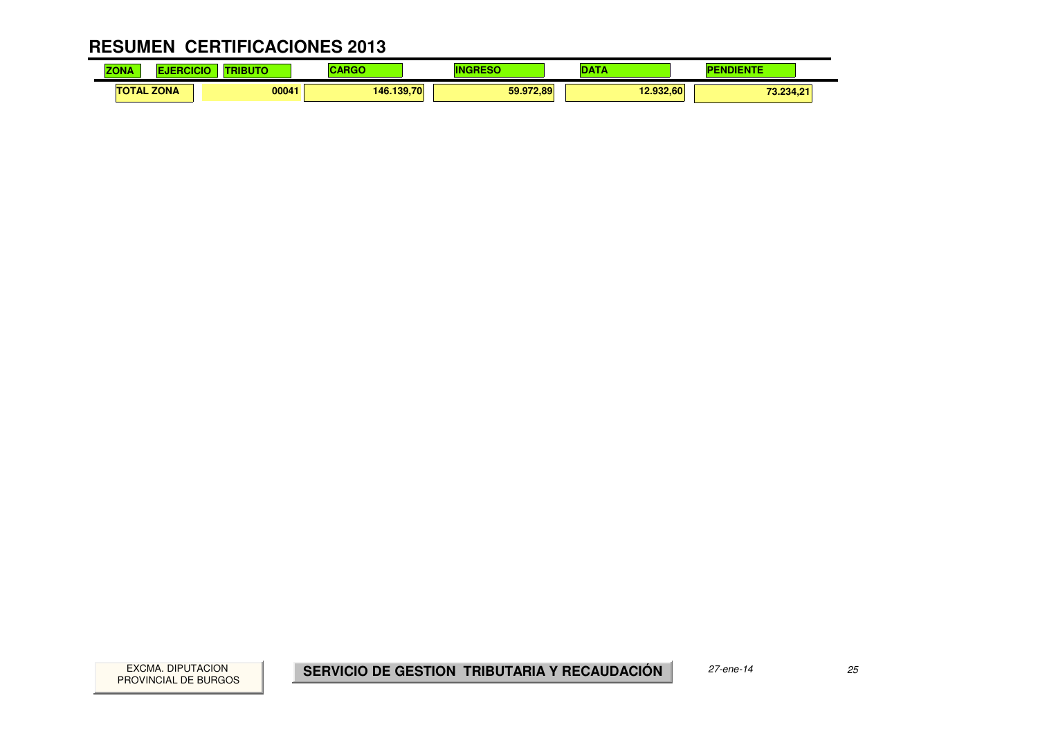# RESUMEN CERTIFICACIONES 2013

| ZONA | EJERCICIO | TRIBUTO | CARGO | INGRESO | DATA | PENDIENTE |
|---|---|---|---|---|---|---|
| TOTAL ZONA | | 00041 | 146.139,70 | 59.972,89 | 12.932,60 | 73.234,21 |

EXCMA. DIPUTACION PROVINCIAL DE BURGOS

**SERVICIO DE GESTION TRIBUTARIA Y RECAUDACIÓN**

*27-ene-14*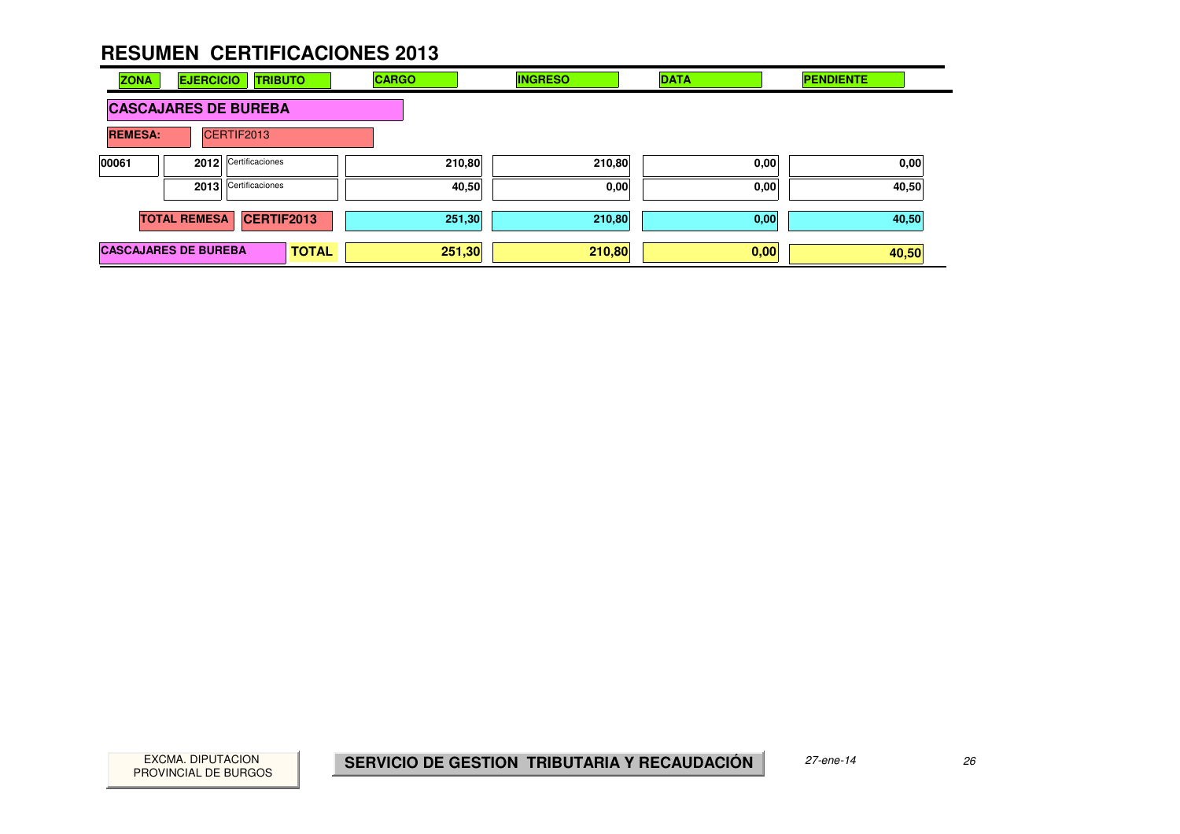# RESUMEN CERTIFICACIONES 2013

| ZONA | EJERCICIO | TRIBUTO | CARGO | INGRESO | DATA | PENDIENTE |
|---|---|---|---|---|---|---|
| **CASCAJARES DE BUREBA** | | | | | | |
| **REMESA:** | CERTIF2013 | | | | | |
| 00061 | 2012 | Certificaciones | 210,80 | 210,80 | 0,00 | 0,00 |
| | 2013 | Certificaciones | 40,50 | 0,00 | 0,00 | 40,50 |
| **TOTAL REMESA** | | **CERTIF2013** | **251,30** | **210,80** | **0,00** | **40,50** |
| **CASCAJARES DE BUREBA** | | **TOTAL** | **251,30** | **210,80** | **0,00** | **40,50** |

EXCMA. DIPUTACION PROVINCIAL DE BURGOS

**SERVICIO DE GESTION TRIBUTARIA Y RECAUDACIÓN**

*27-ene-14*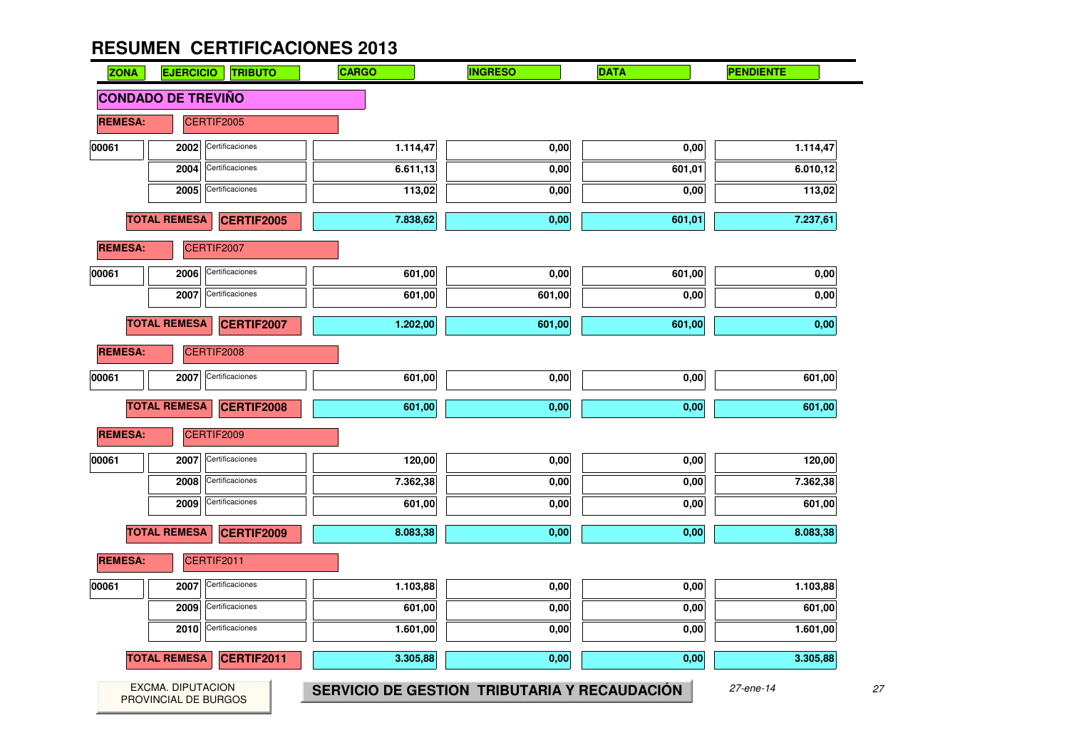# RESUMEN CERTIFICACIONES 2013

| ZONA | EJERCICIO | TRIBUTO | CARGO | INGRESO | DATA | PENDIENTE |
|---|---|---|---|---|---|---|
| **CONDADO DE TREVIÑO** | | | | | | |
| **REMESA:** | CERTIF2005 | | | | | |
| 00061 | 2002 | Certificaciones | 1.114,47 | 0,00 | 0,00 | 1.114,47 |
| | 2004 | Certificaciones | 6.611,13 | 0,00 | 601,01 | 6.010,12 |
| | 2005 | Certificaciones | 113,02 | 0,00 | 0,00 | 113,02 |
| **TOTAL REMESA** | **CERTIF2005** | | **7.838,62** | **0,00** | **601,01** | **7.237,61** |
| **REMESA:** | CERTIF2007 | | | | | |
| 00061 | 2006 | Certificaciones | 601,00 | 0,00 | 601,00 | 0,00 |
| | 2007 | Certificaciones | 601,00 | 601,00 | 0,00 | 0,00 |
| **TOTAL REMESA** | **CERTIF2007** | | **1.202,00** | **601,00** | **601,00** | **0,00** |
| **REMESA:** | CERTIF2008 | | | | | |
| 00061 | 2007 | Certificaciones | 601,00 | 0,00 | 0,00 | 601,00 |
| **TOTAL REMESA** | **CERTIF2008** | | **601,00** | **0,00** | **0,00** | **601,00** |
| **REMESA:** | CERTIF2009 | | | | | |
| 00061 | 2007 | Certificaciones | 120,00 | 0,00 | 0,00 | 120,00 |
| | 2008 | Certificaciones | 7.362,38 | 0,00 | 0,00 | 7.362,38 |
| | 2009 | Certificaciones | 601,00 | 0,00 | 0,00 | 601,00 |
| **TOTAL REMESA** | **CERTIF2009** | | **8.083,38** | **0,00** | **0,00** | **8.083,38** |
| **REMESA:** | CERTIF2011 | | | | | |
| 00061 | 2007 | Certificaciones | 1.103,88 | 0,00 | 0,00 | 1.103,88 |
| | 2009 | Certificaciones | 601,00 | 0,00 | 0,00 | 601,00 |
| | 2010 | Certificaciones | 1.601,00 | 0,00 | 0,00 | 1.601,00 |
| **TOTAL REMESA** | **CERTIF2011** | | **3.305,88** | **0,00** | **0,00** | **3.305,88** |

EXCMA. DIPUTACION PROVINCIAL DE BURGOS

**SERVICIO DE GESTION TRIBUTARIA Y RECAUDACIÓN**

*27-ene-14*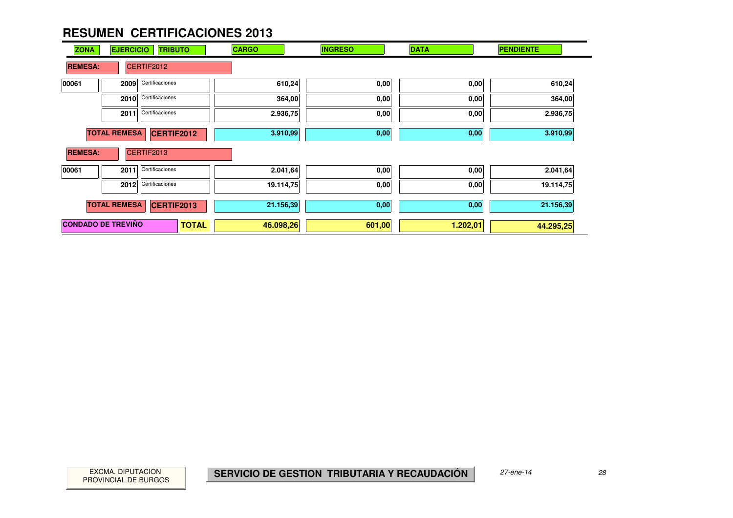# RESUMEN CERTIFICACIONES 2013

| ZONA | EJERCICIO | TRIBUTO | CARGO | INGRESO | DATA | PENDIENTE |
|---|---|---|---|---|---|---|
| **REMESA:** | CERTIF2012 | | | | | |
| 00061 | 2009 | Certificaciones | 610,24 | 0,00 | 0,00 | 610,24 |
| | 2010 | Certificaciones | 364,00 | 0,00 | 0,00 | 364,00 |
| | 2011 | Certificaciones | 2.936,75 | 0,00 | 0,00 | 2.936,75 |
| **TOTAL REMESA** | | **CERTIF2012** | **3.910,99** | **0,00** | **0,00** | **3.910,99** |
| **REMESA:** | CERTIF2013 | | | | | |
| 00061 | 2011 | Certificaciones | 2.041,64 | 0,00 | 0,00 | 2.041,64 |
| | 2012 | Certificaciones | 19.114,75 | 0,00 | 0,00 | 19.114,75 |
| **TOTAL REMESA** | | **CERTIF2013** | **21.156,39** | **0,00** | **0,00** | **21.156,39** |
| **CONDADO DE TREVIÑO** | | **TOTAL** | **46.098,26** | **601,00** | **1.202,01** | **44.295,25** |

EXCMA. DIPUTACION PROVINCIAL DE BURGOS

**SERVICIO DE GESTION TRIBUTARIA Y RECAUDACIÓN**

*27-ene-14*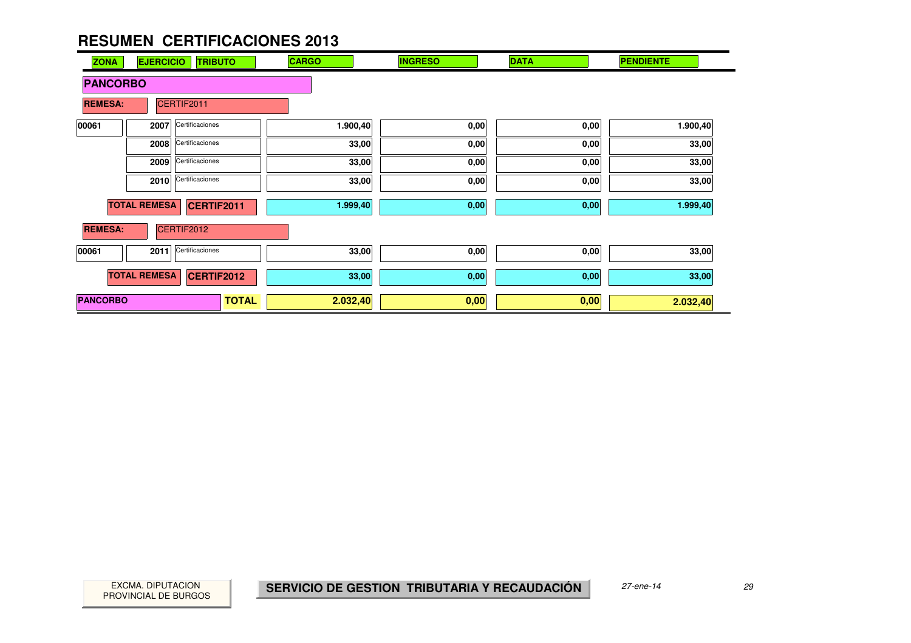# RESUMEN CERTIFICACIONES 2013

| ZONA | EJERCICIO | TRIBUTO | CARGO | INGRESO | DATA | PENDIENTE |
|---|---|---|---|---|---|---|
| **PANCORBO** | | | | | | |
| **REMESA:** | CERTIF2011 | | | | | |
| 00061 | 2007 | Certificaciones | 1.900,40 | 0,00 | 0,00 | 1.900,40 |
| | 2008 | Certificaciones | 33,00 | 0,00 | 0,00 | 33,00 |
| | 2009 | Certificaciones | 33,00 | 0,00 | 0,00 | 33,00 |
| | 2010 | Certificaciones | 33,00 | 0,00 | 0,00 | 33,00 |
| | **TOTAL REMESA** | **CERTIF2011** | **1.999,40** | **0,00** | **0,00** | **1.999,40** |
| **REMESA:** | CERTIF2012 | | | | | |
| 00061 | 2011 | Certificaciones | 33,00 | 0,00 | 0,00 | 33,00 |
| | **TOTAL REMESA** | **CERTIF2012** | **33,00** | **0,00** | **0,00** | **33,00** |
| **PANCORBO** | | **TOTAL** | **2.032,40** | **0,00** | **0,00** | **2.032,40** |

EXCMA. DIPUTACION PROVINCIAL DE BURGOS

**SERVICIO DE GESTION TRIBUTARIA Y RECAUDACIÓN**

*27-ene-14*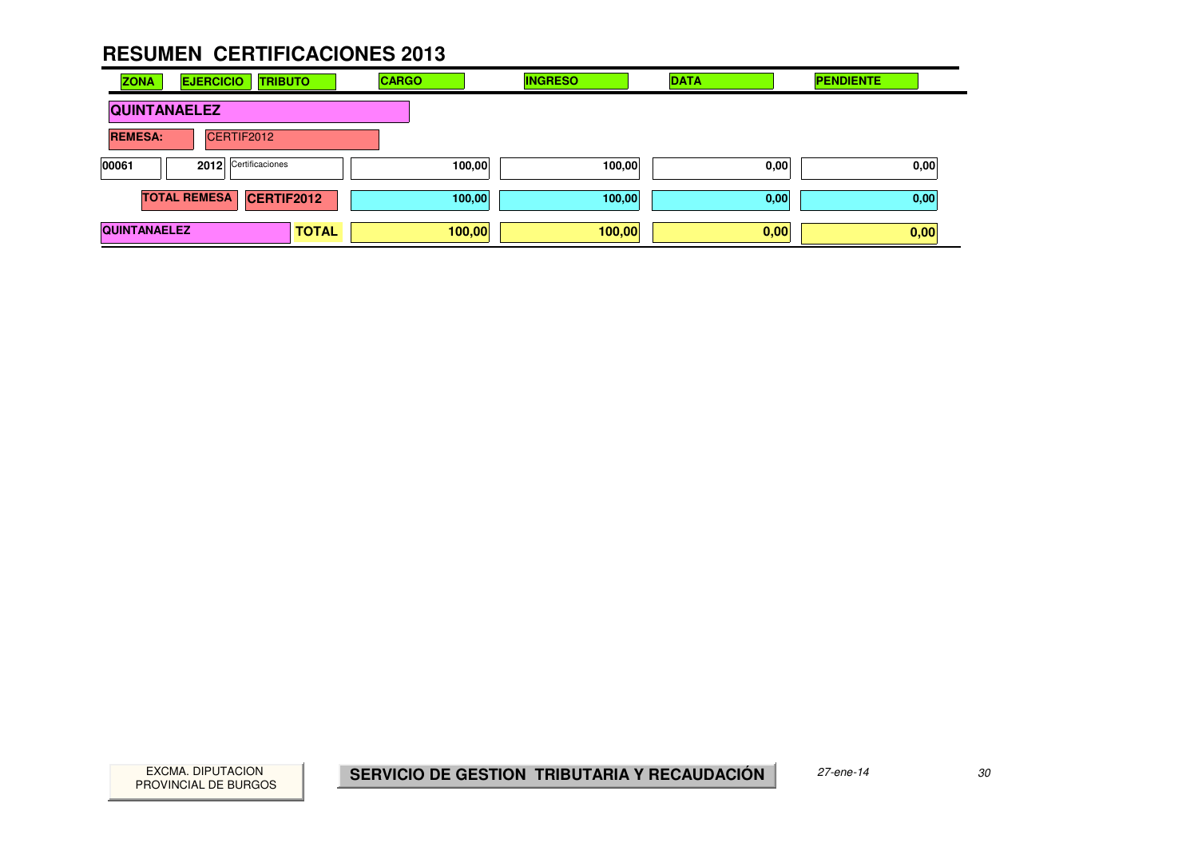# RESUMEN CERTIFICACIONES 2013

| ZONA | EJERCICIO | TRIBUTO | CARGO | INGRESO | DATA | PENDIENTE |
|---|---|---|---|---|---|---|
| **QUINTANAELEZ** | | | | | | |
| **REMESA:** | CERTIF2012 | | | | | |
| 00061 | 2012 | Certificaciones | 100,00 | 100,00 | 0,00 | 0,00 |
| **TOTAL REMESA** | **CERTIF2012** | | **100,00** | **100,00** | **0,00** | **0,00** |
| **QUINTANAELEZ** | | **TOTAL** | **100,00** | **100,00** | **0,00** | **0,00** |

EXCMA. DIPUTACION PROVINCIAL DE BURGOS

**SERVICIO DE GESTION TRIBUTARIA Y RECAUDACIÓN**

*27-ene-14*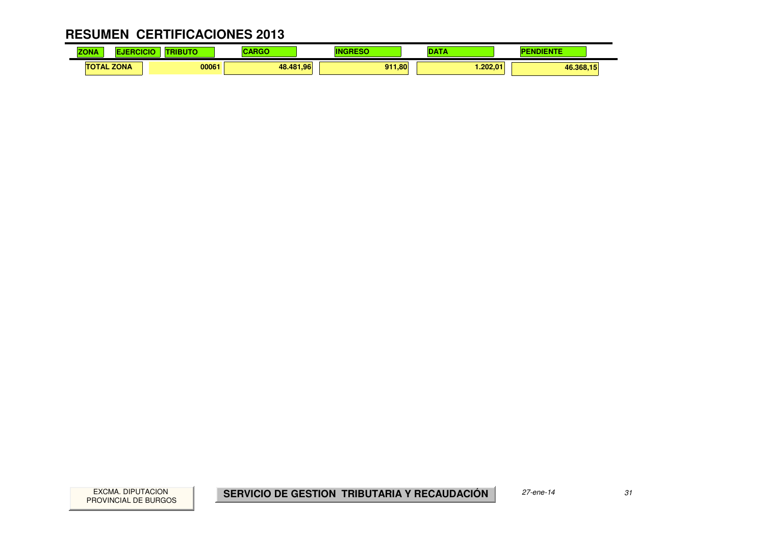# RESUMEN CERTIFICACIONES 2013

| ZONA | EJERCICIO | TRIBUTO | CARGO | INGRESO | DATA | PENDIENTE |
|---|---|---|---|---|---|---|
| TOTAL ZONA | | 00061 | 48.481,96 | 911,80 | 1.202,01 | 46.368,15 |

EXCMA. DIPUTACION PROVINCIAL DE BURGOS

**SERVICIO DE GESTION TRIBUTARIA Y RECAUDACIÓN**

*27-ene-14*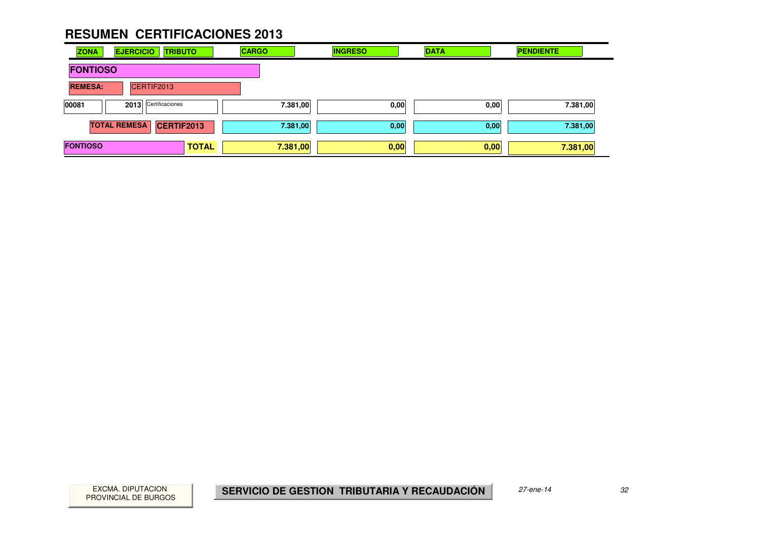# RESUMEN CERTIFICACIONES 2013

| ZONA | EJERCICIO | TRIBUTO | CARGO | INGRESO | DATA | PENDIENTE |
|---|---|---|---|---|---|---|
| **FONTIOSO** | | | | | | |
| **REMESA:** CERTIF2013 | | | | | | |
| 00081 | 2013 | Certificaciones | 7.381,00 | 0,00 | 0,00 | 7.381,00 |
| | **TOTAL REMESA** | **CERTIF2013** | 7.381,00 | 0,00 | 0,00 | 7.381,00 |
| **FONTIOSO** | | **TOTAL** | 7.381,00 | 0,00 | 0,00 | 7.381,00 |

EXCMA. DIPUTACION PROVINCIAL DE BURGOS

**SERVICIO DE GESTION TRIBUTARIA Y RECAUDACIÓN**

*27-ene-14*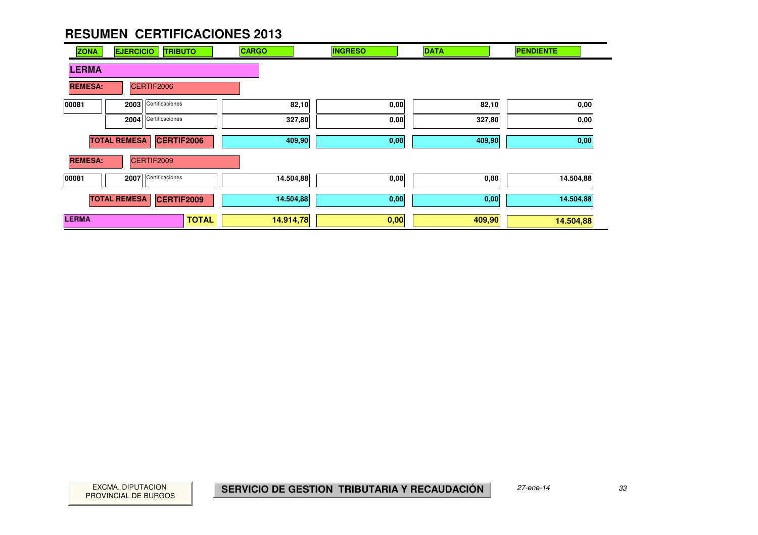# RESUMEN CERTIFICACIONES 2013

| ZONA | EJERCICIO | TRIBUTO | CARGO | INGRESO | DATA | PENDIENTE |
|---|---|---|---|---|---|---|
| **LERMA** | | | | | | |
| **REMESA:** | CERTIF2006 | | | | | |
| 00081 | 2003 | Certificaciones | 82,10 | 0,00 | 82,10 | 0,00 |
| | 2004 | Certificaciones | 327,80 | 0,00 | 327,80 | 0,00 |
| **TOTAL REMESA** | **CERTIF2006** | | 409,90 | 0,00 | 409,90 | 0,00 |
| **REMESA:** | CERTIF2009 | | | | | |
| 00081 | 2007 | Certificaciones | 14.504,88 | 0,00 | 0,00 | 14.504,88 |
| **TOTAL REMESA** | **CERTIF2009** | | 14.504,88 | 0,00 | 0,00 | 14.504,88 |
| **LERMA** | | **TOTAL** | **14.914,78** | **0,00** | **409,90** | **14.504,88** |

EXCMA. DIPUTACION PROVINCIAL DE BURGOS

**SERVICIO DE GESTION TRIBUTARIA Y RECAUDACIÓN**

*27-ene-14*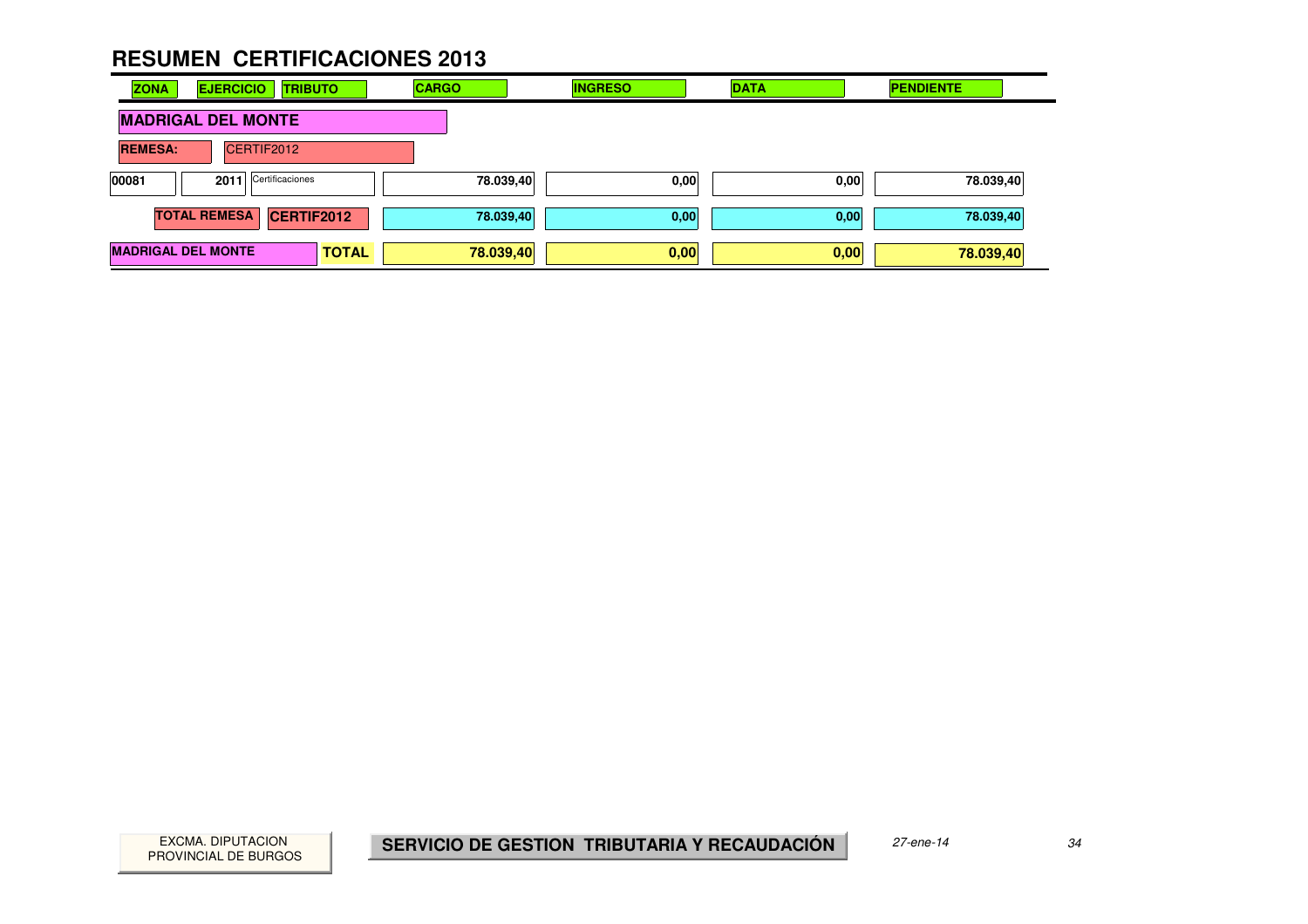# RESUMEN CERTIFICACIONES 2013

| ZONA | EJERCICIO | TRIBUTO | CARGO | INGRESO | DATA | PENDIENTE |
|---|---|---|---|---|---|---|
| **MADRIGAL DEL MONTE** | | | | | | |
| **REMESA:** | CERTIF2012 | | | | | |
| 00081 | 2011 | Certificaciones | 78.039,40 | 0,00 | 0,00 | 78.039,40 |
| **TOTAL REMESA** | **CERTIF2012** | | **78.039,40** | **0,00** | **0,00** | **78.039,40** |
| **MADRIGAL DEL MONTE** | | **TOTAL** | **78.039,40** | **0,00** | **0,00** | **78.039,40** |

EXCMA. DIPUTACION PROVINCIAL DE BURGOS

**SERVICIO DE GESTION TRIBUTARIA Y RECAUDACIÓN**

*27-ene-14*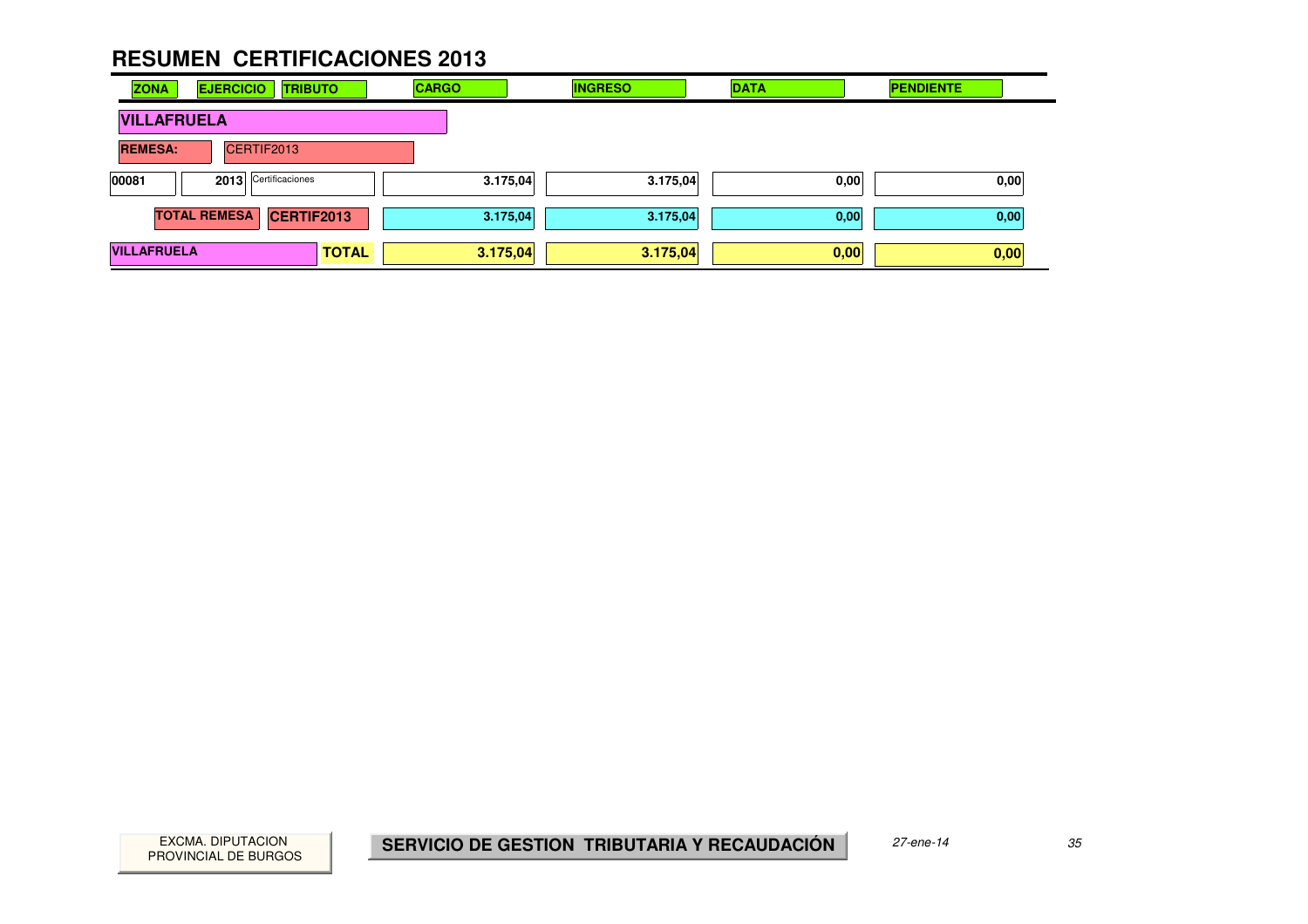# RESUMEN CERTIFICACIONES 2013

| ZONA | EJERCICIO | TRIBUTO | CARGO | INGRESO | DATA | PENDIENTE |
|---|---|---|---|---|---|---|
| **VILLAFRUELA** | | | | | | |
| **REMESA:** | CERTIF2013 | | | | | |
| 00081 | 2013 | Certificaciones | 3.175,04 | 3.175,04 | 0,00 | 0,00 |
| **TOTAL REMESA** | | **CERTIF2013** | **3.175,04** | **3.175,04** | **0,00** | **0,00** |
| **VILLAFRUELA** | | **TOTAL** | **3.175,04** | **3.175,04** | **0,00** | **0,00** |

EXCMA. DIPUTACION PROVINCIAL DE BURGOS

**SERVICIO DE GESTION TRIBUTARIA Y RECAUDACIÓN**

*27-ene-14*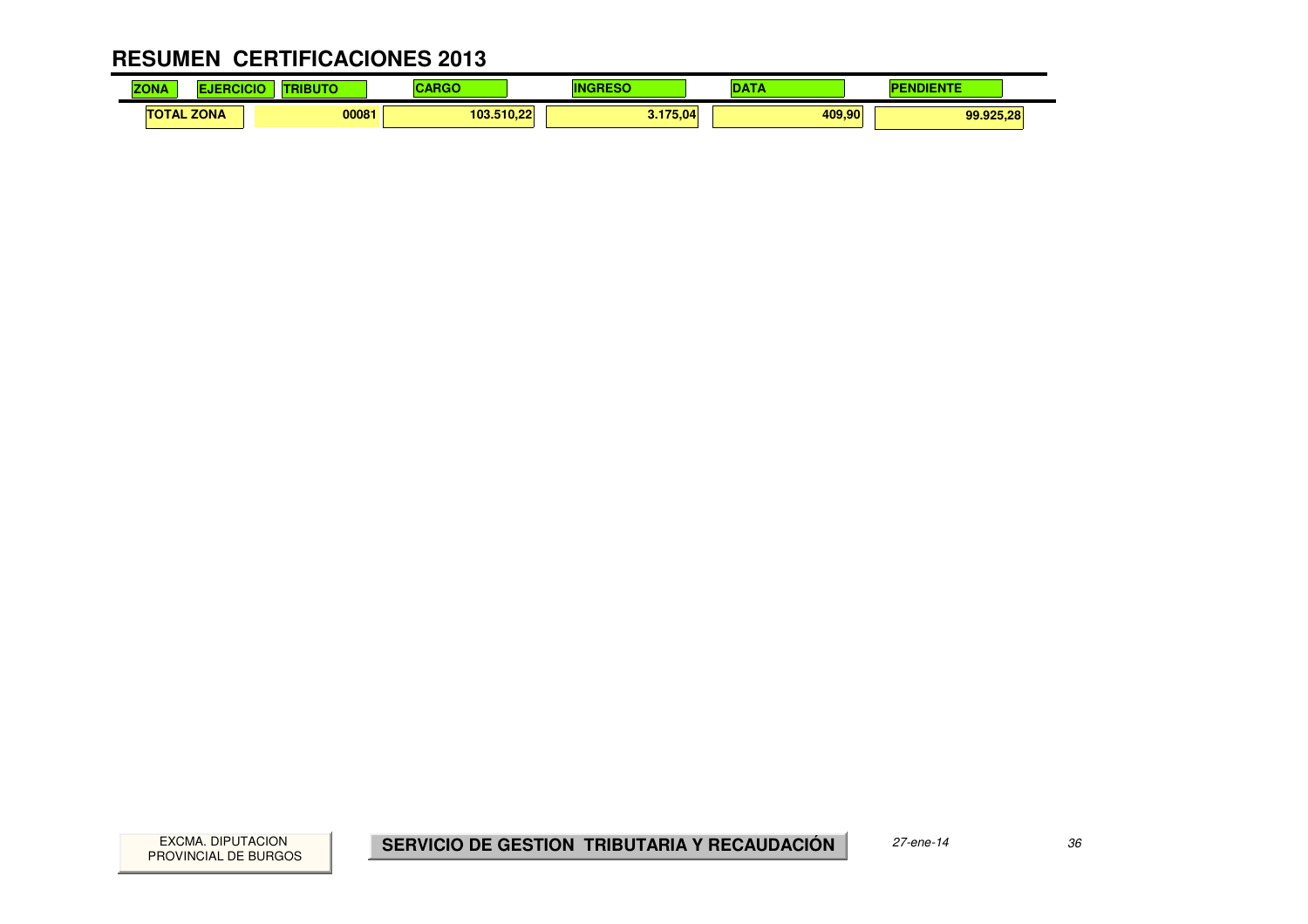# RESUMEN CERTIFICACIONES 2013

| ZONA | EJERCICIO | TRIBUTO | CARGO | INGRESO | DATA | PENDIENTE |
|---|---|---|---|---|---|---|
| TOTAL ZONA | | 00081 | 103.510,22 | 3.175,04 | 409,90 | 99.925,28 |

EXCMA. DIPUTACION PROVINCIAL DE BURGOS

**SERVICIO DE GESTION TRIBUTARIA Y RECAUDACIÓN**

*27-ene-14*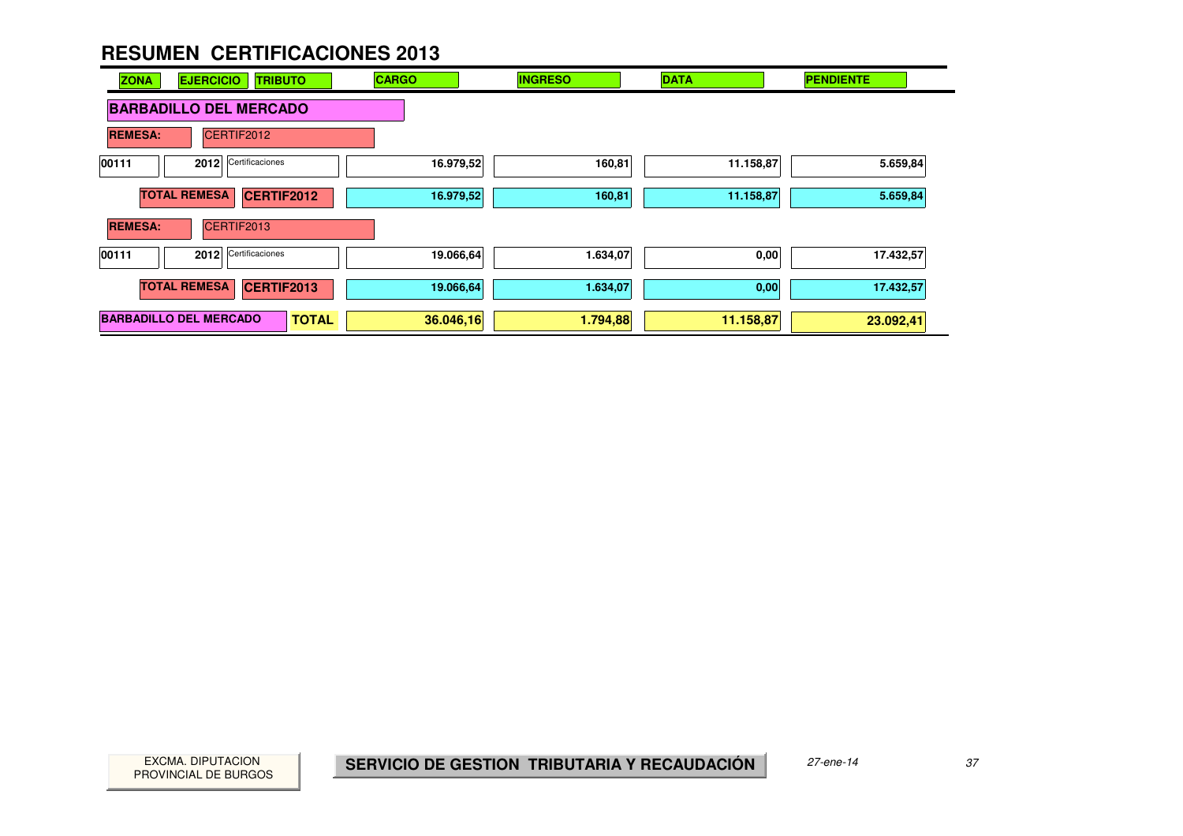# RESUMEN CERTIFICACIONES 2013

| ZONA | EJERCICIO | TRIBUTO | CARGO | INGRESO | DATA | PENDIENTE |
|---|---|---|---|---|---|---|
| **BARBADILLO DEL MERCADO** | | | | | | |
| **REMESA:** CERTIF2012 | | | | | | |
| 00111 | 2012 | Certificaciones | 16.979,52 | 160,81 | 11.158,87 | 5.659,84 |
| **TOTAL REMESA** | **CERTIF2012** | | 16.979,52 | 160,81 | 11.158,87 | 5.659,84 |
| **REMESA:** CERTIF2013 | | | | | | |
| 00111 | 2012 | Certificaciones | 19.066,64 | 1.634,07 | 0,00 | 17.432,57 |
| **TOTAL REMESA** | **CERTIF2013** | | 19.066,64 | 1.634,07 | 0,00 | 17.432,57 |
| **BARBADILLO DEL MERCADO** | | **TOTAL** | **36.046,16** | **1.794,88** | **11.158,87** | **23.092,41** |

EXCMA. DIPUTACION PROVINCIAL DE BURGOS

**SERVICIO DE GESTION TRIBUTARIA Y RECAUDACIÓN**

*27-ene-14*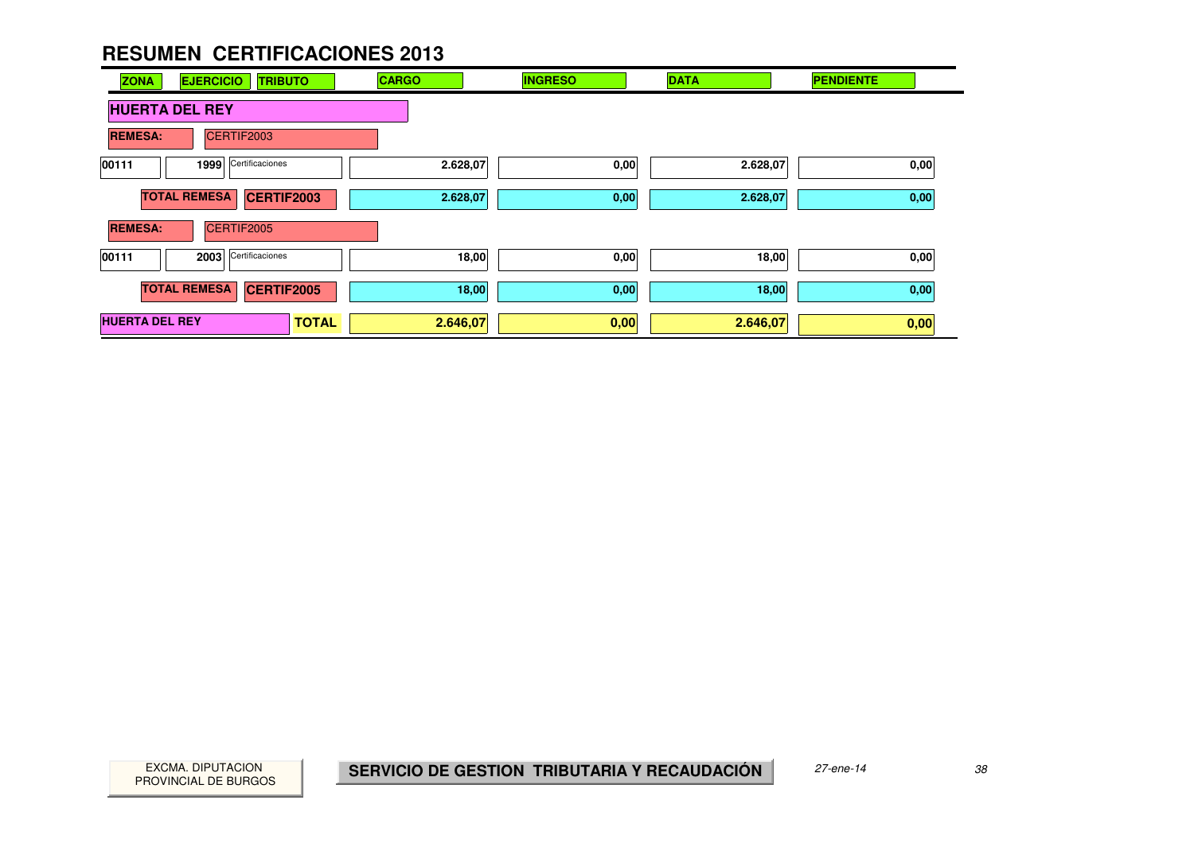# RESUMEN CERTIFICACIONES 2013

| ZONA | EJERCICIO | TRIBUTO | CARGO | INGRESO | DATA | PENDIENTE |
|---|---|---|---|---|---|---|
| **HUERTA DEL REY** | | | | | | |
| **REMESA:** | CERTIF2003 | | | | | |
| 00111 | 1999 | Certificaciones | 2.628,07 | 0,00 | 2.628,07 | 0,00 |
| **TOTAL REMESA** | **CERTIF2003** | | 2.628,07 | 0,00 | 2.628,07 | 0,00 |
| **REMESA:** | CERTIF2005 | | | | | |
| 00111 | 2003 | Certificaciones | 18,00 | 0,00 | 18,00 | 0,00 |
| **TOTAL REMESA** | **CERTIF2005** | | 18,00 | 0,00 | 18,00 | 0,00 |
| **HUERTA DEL REY** | | **TOTAL** | **2.646,07** | **0,00** | **2.646,07** | **0,00** |

EXCMA. DIPUTACION PROVINCIAL DE BURGOS

**SERVICIO DE GESTION TRIBUTARIA Y RECAUDACIÓN**

*27-ene-14*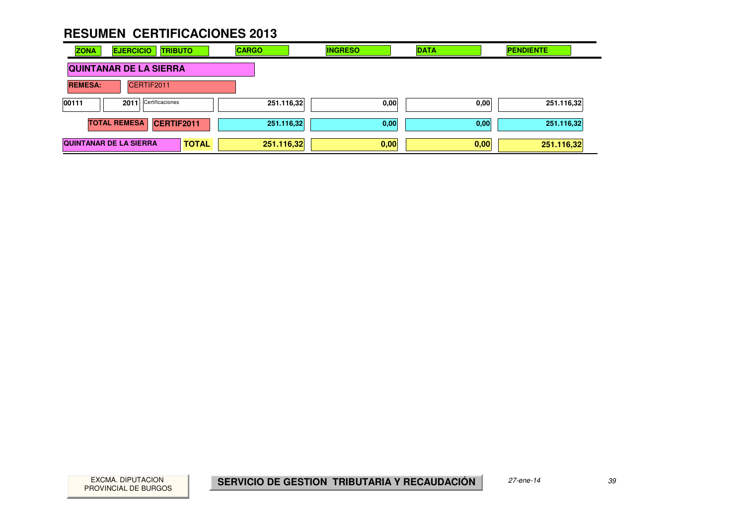# RESUMEN CERTIFICACIONES 2013

| ZONA | EJERCICIO | TRIBUTO | CARGO | INGRESO | DATA | PENDIENTE |
|---|---|---|---|---|---|---|
| **QUINTANAR DE LA SIERRA** | | | | | | |
| **REMESA:** | CERTIF2011 | | | | | |
| 00111 | 2011 | Certificaciones | 251.116,32 | 0,00 | 0,00 | 251.116,32 |
| **TOTAL REMESA** | **CERTIF2011** | | 251.116,32 | 0,00 | 0,00 | 251.116,32 |
| **QUINTANAR DE LA SIERRA** | | **TOTAL** | **251.116,32** | **0,00** | **0,00** | **251.116,32** |

EXCMA. DIPUTACION PROVINCIAL DE BURGOS

**SERVICIO DE GESTION TRIBUTARIA Y RECAUDACIÓN**

*27-ene-14*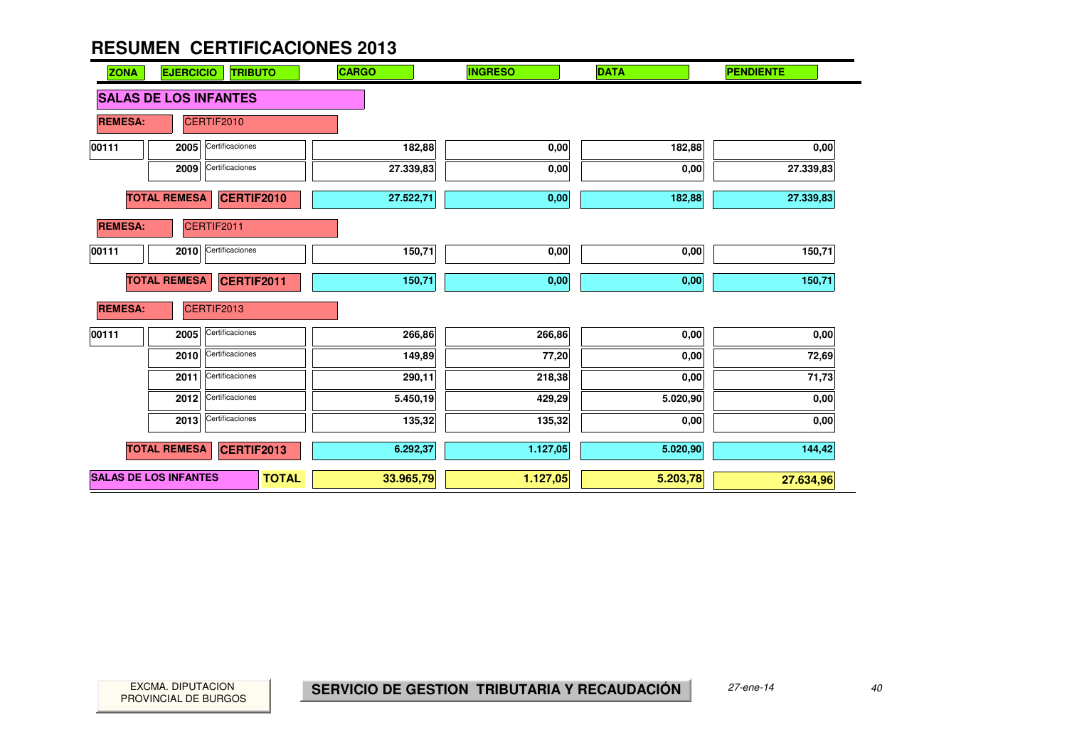# RESUMEN CERTIFICACIONES 2013

| ZONA | EJERCICIO | TRIBUTO | CARGO | INGRESO | DATA | PENDIENTE |
|---|---|---|---|---|---|---|
| **SALAS DE LOS INFANTES** | | | | | | |
| **REMESA:** | CERTIF2010 | | | | | |
| 00111 | 2005 | Certificaciones | 182,88 | 0,00 | 182,88 | 0,00 |
| | 2009 | Certificaciones | 27.339,83 | 0,00 | 0,00 | 27.339,83 |
| **TOTAL REMESA** | **CERTIF2010** | | 27.522,71 | 0,00 | 182,88 | 27.339,83 |
| **REMESA:** | CERTIF2011 | | | | | |
| 00111 | 2010 | Certificaciones | 150,71 | 0,00 | 0,00 | 150,71 |
| **TOTAL REMESA** | **CERTIF2011** | | 150,71 | 0,00 | 0,00 | 150,71 |
| **REMESA:** | CERTIF2013 | | | | | |
| 00111 | 2005 | Certificaciones | 266,86 | 266,86 | 0,00 | 0,00 |
| | 2010 | Certificaciones | 149,89 | 77,20 | 0,00 | 72,69 |
| | 2011 | Certificaciones | 290,11 | 218,38 | 0,00 | 71,73 |
| | 2012 | Certificaciones | 5.450,19 | 429,29 | 5.020,90 | 0,00 |
| | 2013 | Certificaciones | 135,32 | 135,32 | 0,00 | 0,00 |
| **TOTAL REMESA** | **CERTIF2013** | | 6.292,37 | 1.127,05 | 5.020,90 | 144,42 |
| **SALAS DE LOS INFANTES** | | **TOTAL** | **33.965,79** | **1.127,05** | **5.203,78** | **27.634,96** |

EXCMA. DIPUTACION PROVINCIAL DE BURGOS

**SERVICIO DE GESTION TRIBUTARIA Y RECAUDACIÓN**

*27-ene-14*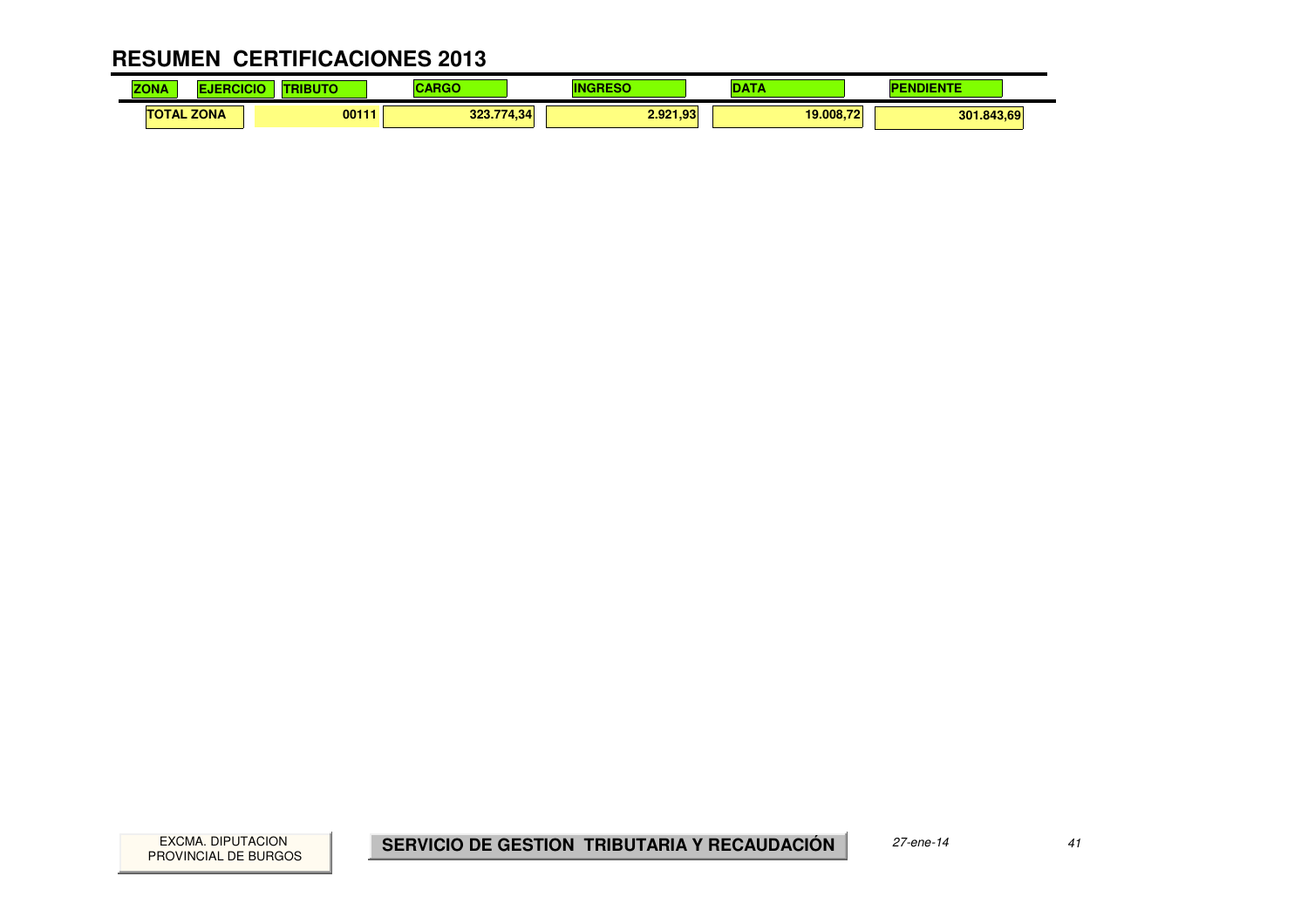# RESUMEN CERTIFICACIONES 2013

| ZONA | EJERCICIO | TRIBUTO | CARGO | INGRESO | DATA | PENDIENTE |
|---|---|---|---|---|---|---|
| TOTAL ZONA | | 00111 | 323.774,34 | 2.921,93 | 19.008,72 | 301.843,69 |

EXCMA. DIPUTACION PROVINCIAL DE BURGOS

**SERVICIO DE GESTION TRIBUTARIA Y RECAUDACIÓN**

*27-ene-14*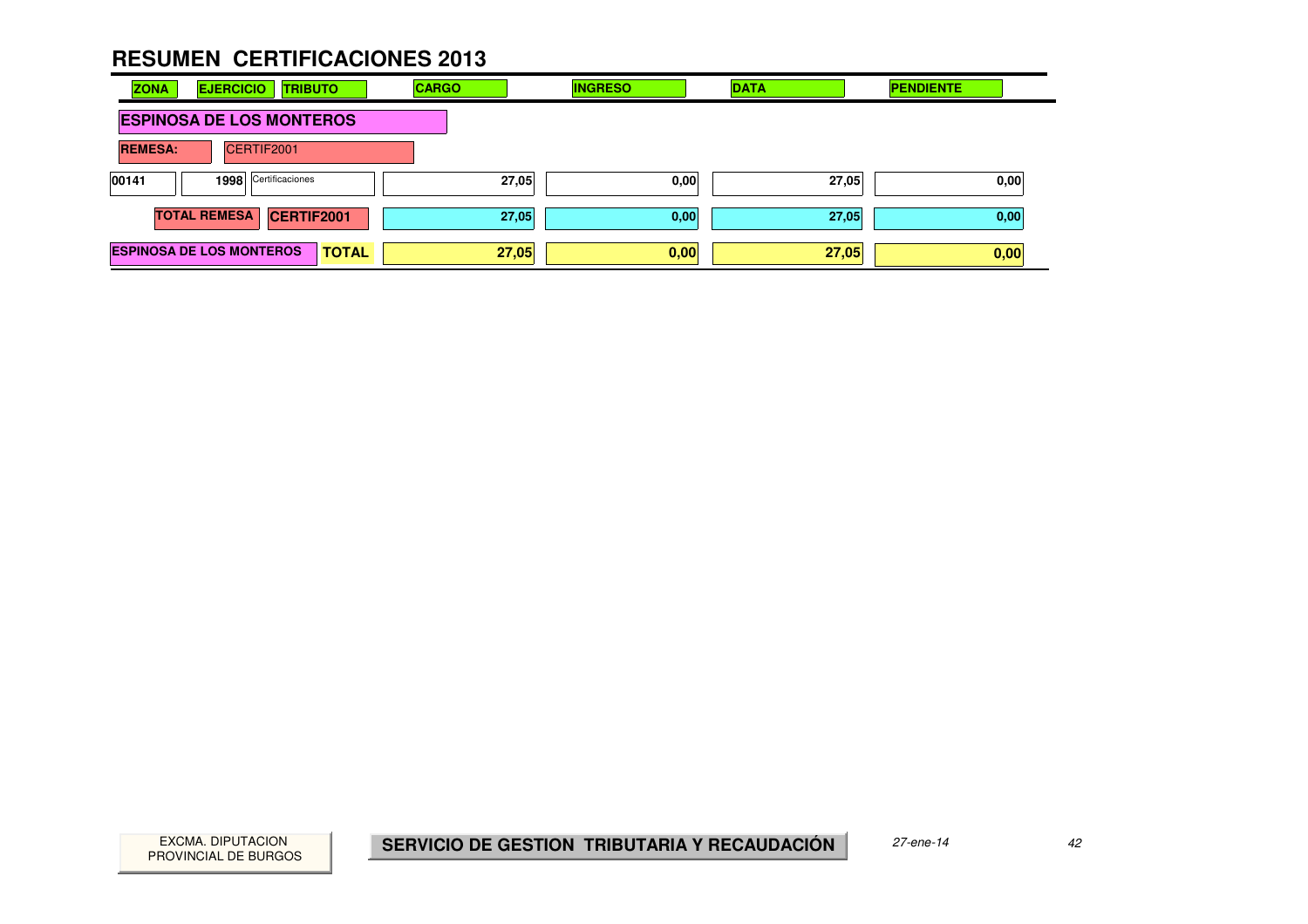# RESUMEN CERTIFICACIONES 2013

| ZONA | EJERCICIO | TRIBUTO | CARGO | INGRESO | DATA | PENDIENTE |
|---|---|---|---|---|---|---|
| **ESPINOSA DE LOS MONTEROS** | | | | | | |
| **REMESA:** CERTIF2001 | | | | | | |
| 00141 | 1998 | Certificaciones | 27,05 | 0,00 | 27,05 | 0,00 |
| **TOTAL REMESA** | **CERTIF2001** | | 27,05 | 0,00 | 27,05 | 0,00 |
| **ESPINOSA DE LOS MONTEROS** | | **TOTAL** | **27,05** | **0,00** | **27,05** | **0,00** |

EXCMA. DIPUTACION PROVINCIAL DE BURGOS

**SERVICIO DE GESTION TRIBUTARIA Y RECAUDACIÓN**

*27-ene-14*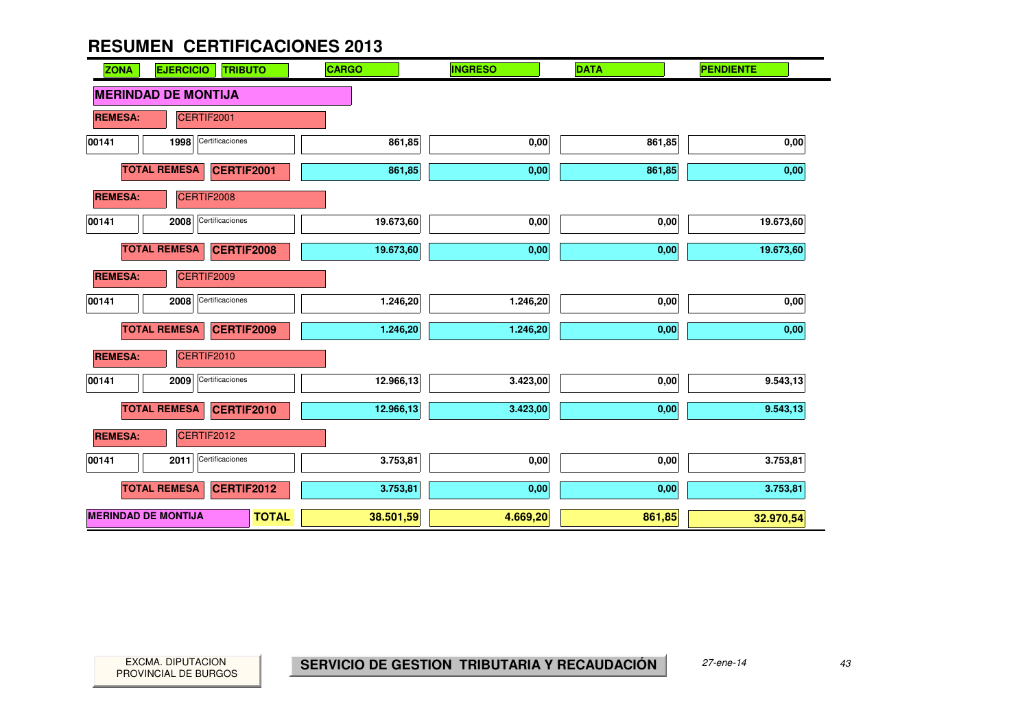# RESUMEN CERTIFICACIONES 2013

| ZONA | EJERCICIO | TRIBUTO | CARGO | INGRESO | DATA | PENDIENTE |
|---|---|---|---|---|---|---|
| **MERINDAD DE MONTIJA** | | | | | | |
| **REMESA:** | CERTIF2001 | | | | | |
| 00141 | 1998 | Certificaciones | 861,85 | 0,00 | 861,85 | 0,00 |
| **TOTAL REMESA** | **CERTIF2001** | | 861,85 | 0,00 | 861,85 | 0,00 |
| **REMESA:** | CERTIF2008 | | | | | |
| 00141 | 2008 | Certificaciones | 19.673,60 | 0,00 | 0,00 | 19.673,60 |
| **TOTAL REMESA** | **CERTIF2008** | | 19.673,60 | 0,00 | 0,00 | 19.673,60 |
| **REMESA:** | CERTIF2009 | | | | | |
| 00141 | 2008 | Certificaciones | 1.246,20 | 1.246,20 | 0,00 | 0,00 |
| **TOTAL REMESA** | **CERTIF2009** | | 1.246,20 | 1.246,20 | 0,00 | 0,00 |
| **REMESA:** | CERTIF2010 | | | | | |
| 00141 | 2009 | Certificaciones | 12.966,13 | 3.423,00 | 0,00 | 9.543,13 |
| **TOTAL REMESA** | **CERTIF2010** | | 12.966,13 | 3.423,00 | 0,00 | 9.543,13 |
| **REMESA:** | CERTIF2012 | | | | | |
| 00141 | 2011 | Certificaciones | 3.753,81 | 0,00 | 0,00 | 3.753,81 |
| **TOTAL REMESA** | **CERTIF2012** | | 3.753,81 | 0,00 | 0,00 | 3.753,81 |
| **MERINDAD DE MONTIJA** | | **TOTAL** | **38.501,59** | **4.669,20** | **861,85** | **32.970,54** |

EXCMA. DIPUTACION PROVINCIAL DE BURGOS

**SERVICIO DE GESTION TRIBUTARIA Y RECAUDACIÓN**

*27-ene-14*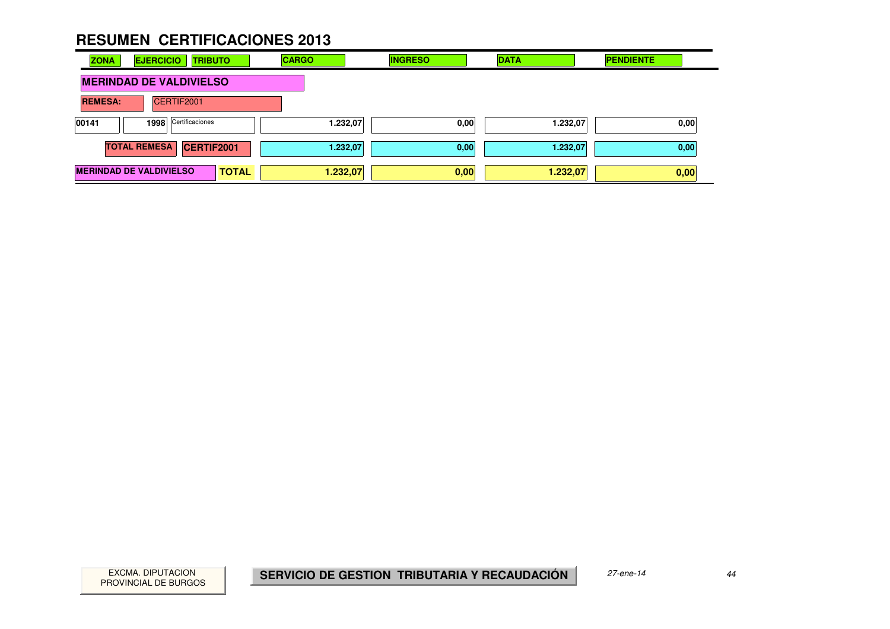# RESUMEN CERTIFICACIONES 2013

| ZONA | EJERCICIO | TRIBUTO | CARGO | INGRESO | DATA | PENDIENTE |
|---|---|---|---|---|---|---|
| **MERINDAD DE VALDIVIELSO** | | | | | | |
| **REMESA:** | CERTIF2001 | | | | | |
| 00141 | 1998 | Certificaciones | 1.232,07 | 0,00 | 1.232,07 | 0,00 |
| **TOTAL REMESA** | **CERTIF2001** | | 1.232,07 | 0,00 | 1.232,07 | 0,00 |
| **MERINDAD DE VALDIVIELSO** | | **TOTAL** | **1.232,07** | **0,00** | **1.232,07** | **0,00** |

EXCMA. DIPUTACION PROVINCIAL DE BURGOS

**SERVICIO DE GESTION TRIBUTARIA Y RECAUDACIÓN**

*27-ene-14*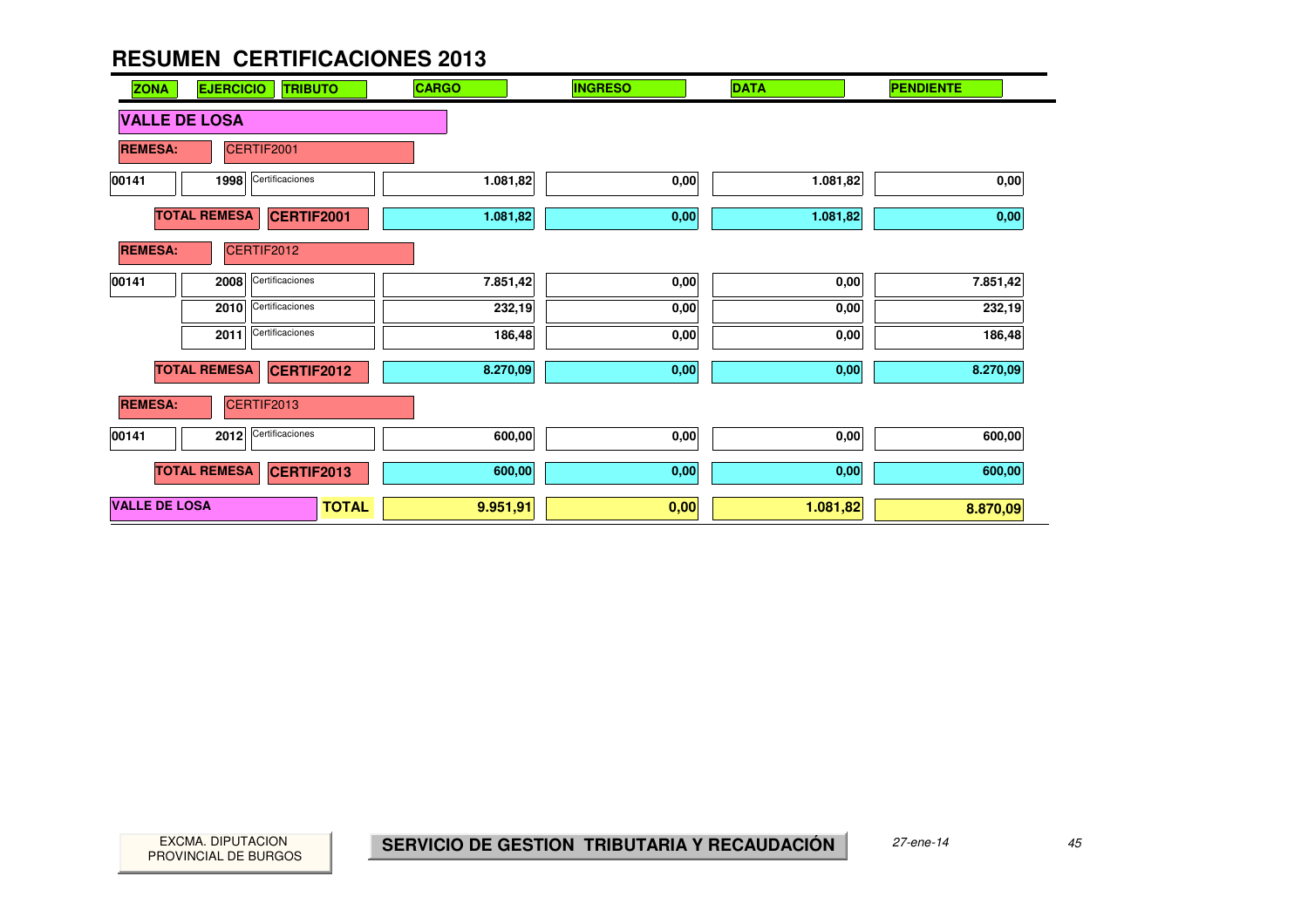# RESUMEN CERTIFICACIONES 2013

| ZONA | EJERCICIO | TRIBUTO | CARGO | INGRESO | DATA | PENDIENTE |
|---|---|---|---|---|---|---|
| **VALLE DE LOSA** | | | | | | |
| **REMESA:** | CERTIF2001 | | | | | |
| 00141 | 1998 | Certificaciones | 1.081,82 | 0,00 | 1.081,82 | 0,00 |
| **TOTAL REMESA** | **CERTIF2001** | | 1.081,82 | 0,00 | 1.081,82 | 0,00 |
| **REMESA:** | CERTIF2012 | | | | | |
| 00141 | 2008 | Certificaciones | 7.851,42 | 0,00 | 0,00 | 7.851,42 |
| | 2010 | Certificaciones | 232,19 | 0,00 | 0,00 | 232,19 |
| | 2011 | Certificaciones | 186,48 | 0,00 | 0,00 | 186,48 |
| **TOTAL REMESA** | **CERTIF2012** | | 8.270,09 | 0,00 | 0,00 | 8.270,09 |
| **REMESA:** | CERTIF2013 | | | | | |
| 00141 | 2012 | Certificaciones | 600,00 | 0,00 | 0,00 | 600,00 |
| **TOTAL REMESA** | **CERTIF2013** | | 600,00 | 0,00 | 0,00 | 600,00 |
| **VALLE DE LOSA** | | **TOTAL** | **9.951,91** | **0,00** | **1.081,82** | **8.870,09** |

EXCMA. DIPUTACION PROVINCIAL DE BURGOS

**SERVICIO DE GESTION TRIBUTARIA Y RECAUDACIÓN**

*27-ene-14*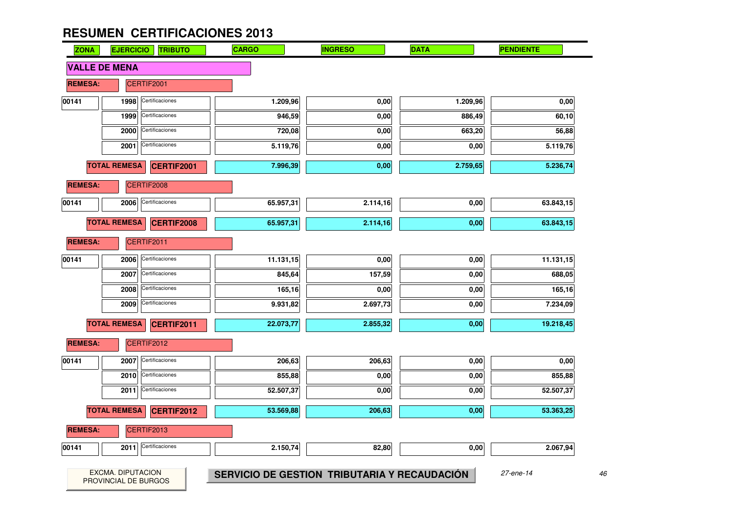# RESUMEN CERTIFICACIONES 2013

| ZONA | EJERCICIO | TRIBUTO | CARGO | INGRESO | DATA | PENDIENTE |
|---|---|---|---|---|---|---|
| **VALLE DE MENA** | | | | | | |
| **REMESA:** | CERTIF2001 | | | | | |
| 00141 | 1998 | Certificaciones | 1.209,96 | 0,00 | 1.209,96 | 0,00 |
| | 1999 | Certificaciones | 946,59 | 0,00 | 886,49 | 60,10 |
| | 2000 | Certificaciones | 720,08 | 0,00 | 663,20 | 56,88 |
| | 2001 | Certificaciones | 5.119,76 | 0,00 | 0,00 | 5.119,76 |
| **TOTAL REMESA** | **CERTIF2001** | | 7.996,39 | 0,00 | 2.759,65 | 5.236,74 |
| **REMESA:** | CERTIF2008 | | | | | |
| 00141 | 2006 | Certificaciones | 65.957,31 | 2.114,16 | 0,00 | 63.843,15 |
| **TOTAL REMESA** | **CERTIF2008** | | 65.957,31 | 2.114,16 | 0,00 | 63.843,15 |
| **REMESA:** | CERTIF2011 | | | | | |
| 00141 | 2006 | Certificaciones | 11.131,15 | 0,00 | 0,00 | 11.131,15 |
| | 2007 | Certificaciones | 845,64 | 157,59 | 0,00 | 688,05 |
| | 2008 | Certificaciones | 165,16 | 0,00 | 0,00 | 165,16 |
| | 2009 | Certificaciones | 9.931,82 | 2.697,73 | 0,00 | 7.234,09 |
| **TOTAL REMESA** | **CERTIF2011** | | 22.073,77 | 2.855,32 | 0,00 | 19.218,45 |
| **REMESA:** | CERTIF2012 | | | | | |
| 00141 | 2007 | Certificaciones | 206,63 | 206,63 | 0,00 | 0,00 |
| | 2010 | Certificaciones | 855,88 | 0,00 | 0,00 | 855,88 |
| | 2011 | Certificaciones | 52.507,37 | 0,00 | 0,00 | 52.507,37 |
| **TOTAL REMESA** | **CERTIF2012** | | 53.569,88 | 206,63 | 0,00 | 53.363,25 |
| **REMESA:** | CERTIF2013 | | | | | |
| 00141 | 2011 | Certificaciones | 2.150,74 | 82,80 | 0,00 | 2.067,94 |

EXCMA. DIPUTACION PROVINCIAL DE BURGOS

**SERVICIO DE GESTION TRIBUTARIA Y RECAUDACIÓN**

*27-ene-14*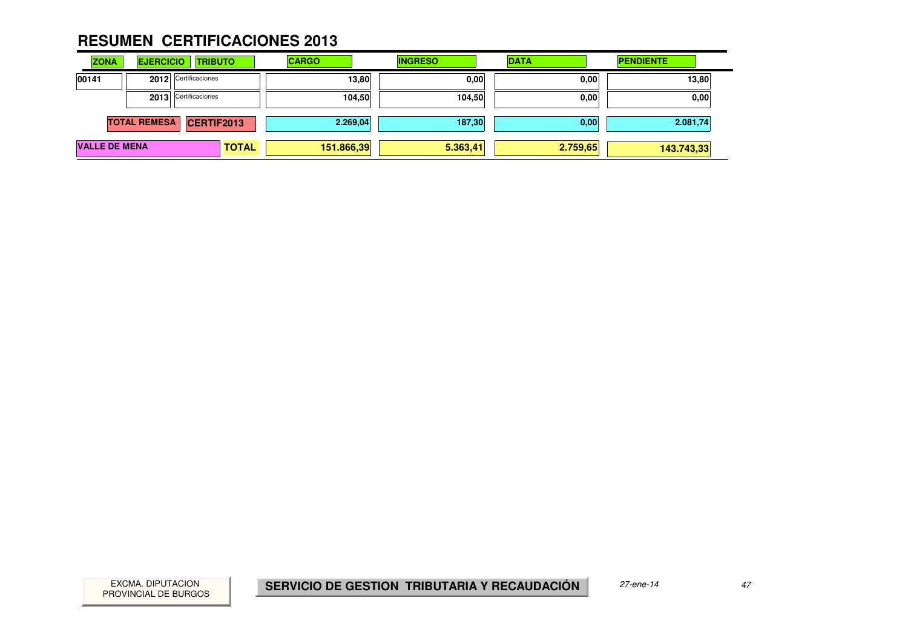# RESUMEN CERTIFICACIONES 2013

| ZONA | EJERCICIO | TRIBUTO | CARGO | INGRESO | DATA | PENDIENTE |
|---|---|---|---|---|---|---|
| 00141 | 2012 | Certificaciones | 13,80 | 0,00 | 0,00 | 13,80 |
| | 2013 | Certificaciones | 104,50 | 104,50 | 0,00 | 0,00 |
| | TOTAL REMESA | CERTIF2013 | 2.269,04 | 187,30 | 0,00 | 2.081,74 |
| VALLE DE MENA | | TOTAL | 151.866,39 | 5.363,41 | 2.759,65 | 143.743,33 |

EXCMA. DIPUTACION PROVINCIAL DE BURGOS

**SERVICIO DE GESTION TRIBUTARIA Y RECAUDACIÓN**

*27-ene-14*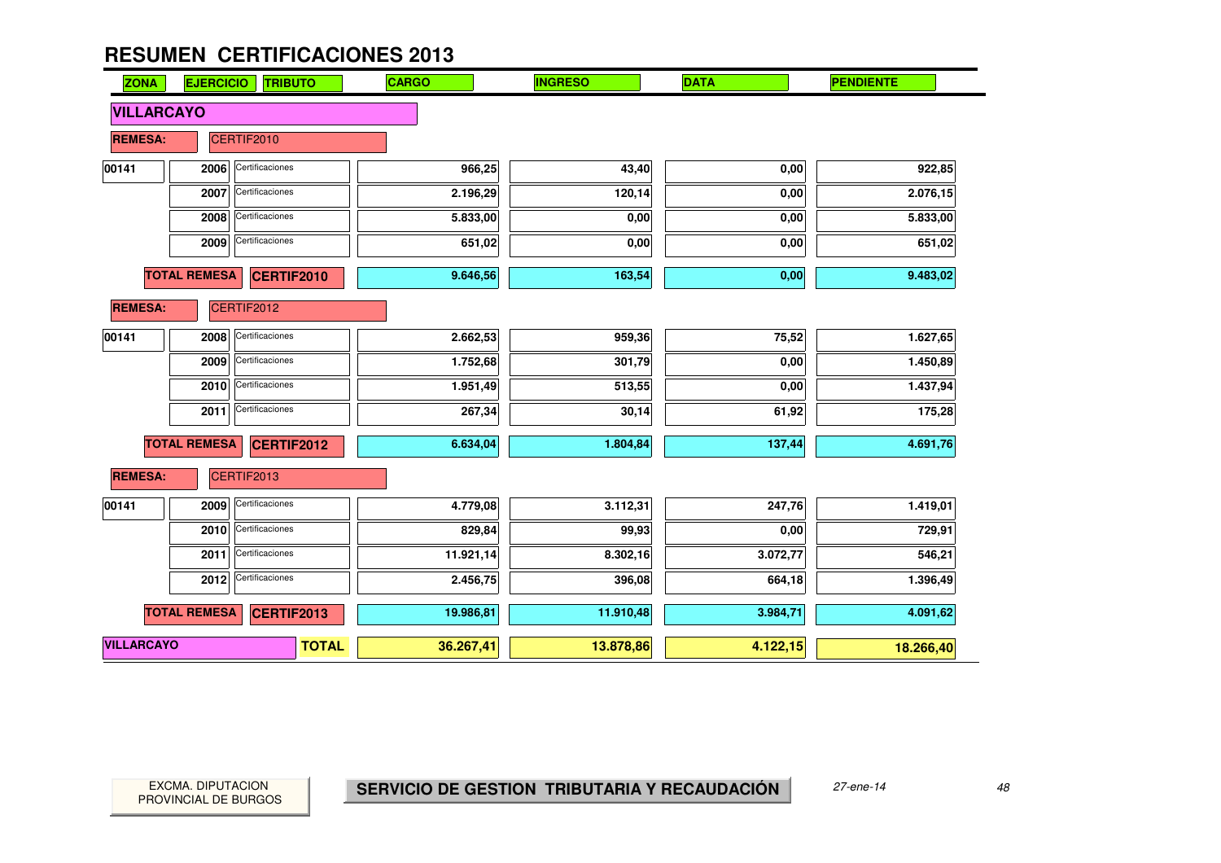# RESUMEN CERTIFICACIONES 2013

| ZONA | EJERCICIO | TRIBUTO | CARGO | INGRESO | DATA | PENDIENTE |
|---|---|---|---|---|---|---|
| **VILLARCAYO** | | | | | | |
| **REMESA:** | CERTIF2010 | | | | | |
| 00141 | 2006 | Certificaciones | 966,25 | 43,40 | 0,00 | 922,85 |
| | 2007 | Certificaciones | 2.196,29 | 120,14 | 0,00 | 2.076,15 |
| | 2008 | Certificaciones | 5.833,00 | 0,00 | 0,00 | 5.833,00 |
| | 2009 | Certificaciones | 651,02 | 0,00 | 0,00 | 651,02 |
| **TOTAL REMESA** | **CERTIF2010** | | **9.646,56** | **163,54** | **0,00** | **9.483,02** |
| **REMESA:** | CERTIF2012 | | | | | |
| 00141 | 2008 | Certificaciones | 2.662,53 | 959,36 | 75,52 | 1.627,65 |
| | 2009 | Certificaciones | 1.752,68 | 301,79 | 0,00 | 1.450,89 |
| | 2010 | Certificaciones | 1.951,49 | 513,55 | 0,00 | 1.437,94 |
| | 2011 | Certificaciones | 267,34 | 30,14 | 61,92 | 175,28 |
| **TOTAL REMESA** | **CERTIF2012** | | **6.634,04** | **1.804,84** | **137,44** | **4.691,76** |
| **REMESA:** | CERTIF2013 | | | | | |
| 00141 | 2009 | Certificaciones | 4.779,08 | 3.112,31 | 247,76 | 1.419,01 |
| | 2010 | Certificaciones | 829,84 | 99,93 | 0,00 | 729,91 |
| | 2011 | Certificaciones | 11.921,14 | 8.302,16 | 3.072,77 | 546,21 |
| | 2012 | Certificaciones | 2.456,75 | 396,08 | 664,18 | 1.396,49 |
| **TOTAL REMESA** | **CERTIF2013** | | **19.986,81** | **11.910,48** | **3.984,71** | **4.091,62** |
| **VILLARCAYO** | **TOTAL** | | **36.267,41** | **13.878,86** | **4.122,15** | **18.266,40** |

EXCMA. DIPUTACION PROVINCIAL DE BURGOS

**SERVICIO DE GESTION TRIBUTARIA Y RECAUDACIÓN**

*27-ene-14*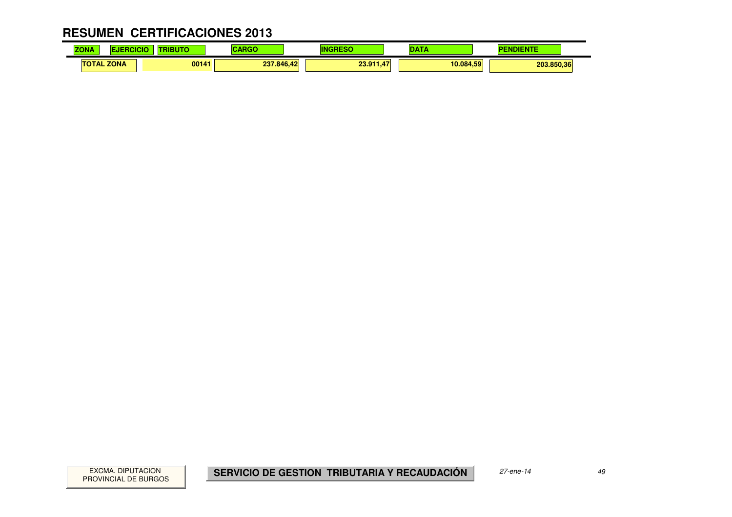# RESUMEN CERTIFICACIONES 2013

| ZONA | EJERCICIO | TRIBUTO | CARGO | INGRESO | DATA | PENDIENTE |
|---|---|---|---|---|---|---|
| TOTAL ZONA | | 00141 | 237.846,42 | 23.911,47 | 10.084,59 | 203.850,36 |

EXCMA. DIPUTACION PROVINCIAL DE BURGOS

**SERVICIO DE GESTION TRIBUTARIA Y RECAUDACIÓN**

*27-ene-14*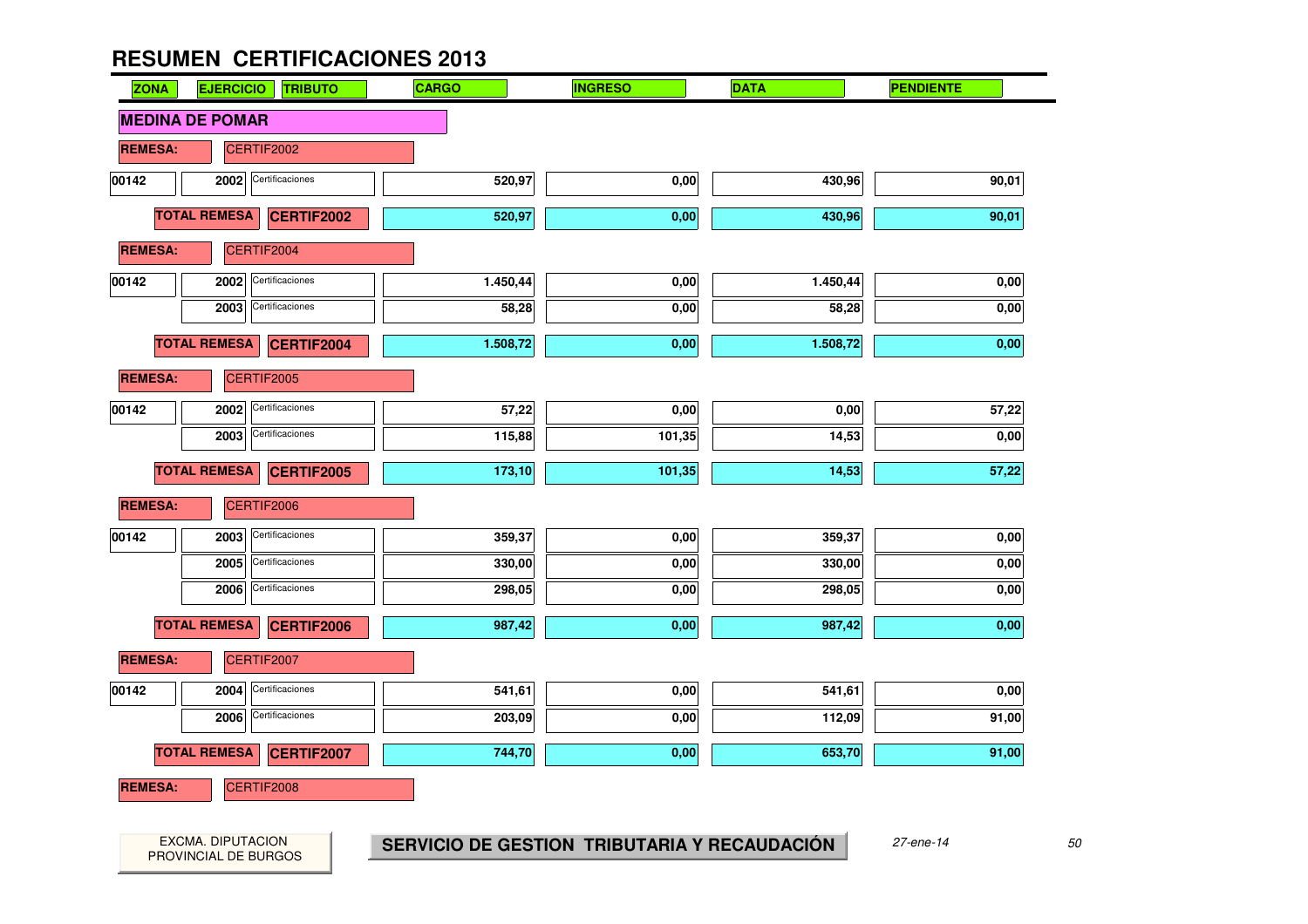# RESUMEN CERTIFICACIONES 2013

| ZONA | EJERCICIO | TRIBUTO | CARGO | INGRESO | DATA | PENDIENTE |
|---|---|---|---|---|---|---|
| **MEDINA DE POMAR** | | | | | | |
| **REMESA:** | CERTIF2002 | | | | | |
| 00142 | 2002 | Certificaciones | 520,97 | 0,00 | 430,96 | 90,01 |
| **TOTAL REMESA** | **CERTIF2002** | | **520,97** | **0,00** | **430,96** | **90,01** |
| **REMESA:** | CERTIF2004 | | | | | |
| 00142 | 2002 | Certificaciones | 1.450,44 | 0,00 | 1.450,44 | 0,00 |
| | 2003 | Certificaciones | 58,28 | 0,00 | 58,28 | 0,00 |
| **TOTAL REMESA** | **CERTIF2004** | | **1.508,72** | **0,00** | **1.508,72** | **0,00** |
| **REMESA:** | CERTIF2005 | | | | | |
| 00142 | 2002 | Certificaciones | 57,22 | 0,00 | 0,00 | 57,22 |
| | 2003 | Certificaciones | 115,88 | 101,35 | 14,53 | 0,00 |
| **TOTAL REMESA** | **CERTIF2005** | | **173,10** | **101,35** | **14,53** | **57,22** |
| **REMESA:** | CERTIF2006 | | | | | |
| 00142 | 2003 | Certificaciones | 359,37 | 0,00 | 359,37 | 0,00 |
| | 2005 | Certificaciones | 330,00 | 0,00 | 330,00 | 0,00 |
| | 2006 | Certificaciones | 298,05 | 0,00 | 298,05 | 0,00 |
| **TOTAL REMESA** | **CERTIF2006** | | **987,42** | **0,00** | **987,42** | **0,00** |
| **REMESA:** | CERTIF2007 | | | | | |
| 00142 | 2004 | Certificaciones | 541,61 | 0,00 | 541,61 | 0,00 |
| | 2006 | Certificaciones | 203,09 | 0,00 | 112,09 | 91,00 |
| **TOTAL REMESA** | **CERTIF2007** | | **744,70** | **0,00** | **653,70** | **91,00** |
| **REMESA:** | CERTIF2008 | | | | | |

EXCMA. DIPUTACION PROVINCIAL DE BURGOS

**SERVICIO DE GESTION TRIBUTARIA Y RECAUDACIÓN**

*27-ene-14*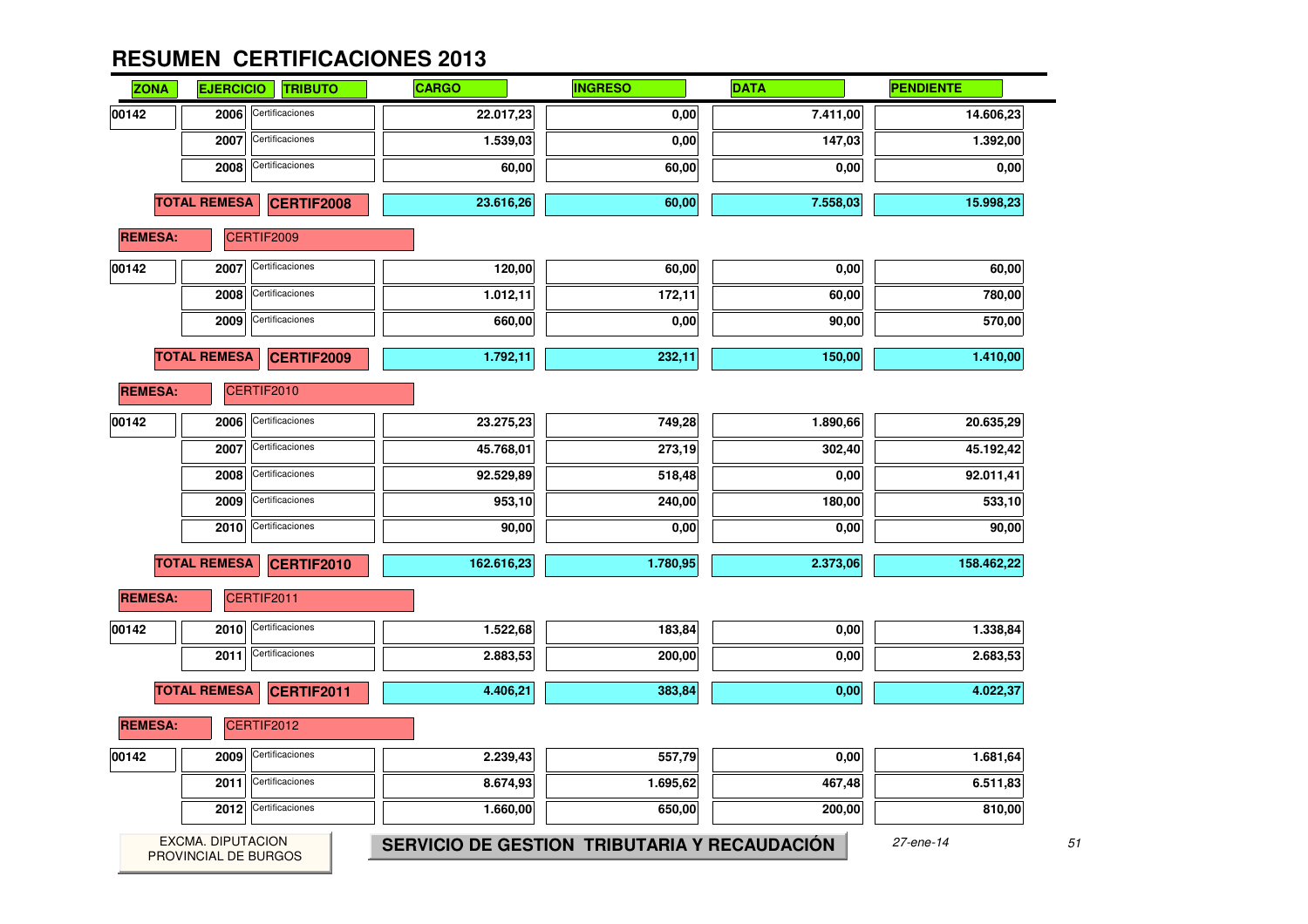# RESUMEN CERTIFICACIONES 2013

| ZONA | EJERCICIO | TRIBUTO | CARGO | INGRESO | DATA | PENDIENTE |
|---|---|---|---|---|---|---|
| 00142 | 2006 | Certificaciones | 22.017,23 | 0,00 | 7.411,00 | 14.606,23 |
| | 2007 | Certificaciones | 1.539,03 | 0,00 | 147,03 | 1.392,00 |
| | 2008 | Certificaciones | 60,00 | 60,00 | 0,00 | 0,00 |
| **TOTAL REMESA** | | **CERTIF2008** | **23.616,26** | **60,00** | **7.558,03** | **15.998,23** |
| **REMESA:** | CERTIF2009 | | | | | |
| 00142 | 2007 | Certificaciones | 120,00 | 60,00 | 0,00 | 60,00 |
| | 2008 | Certificaciones | 1.012,11 | 172,11 | 60,00 | 780,00 |
| | 2009 | Certificaciones | 660,00 | 0,00 | 90,00 | 570,00 |
| **TOTAL REMESA** | | **CERTIF2009** | **1.792,11** | **232,11** | **150,00** | **1.410,00** |
| **REMESA:** | CERTIF2010 | | | | | |
| 00142 | 2006 | Certificaciones | 23.275,23 | 749,28 | 1.890,66 | 20.635,29 |
| | 2007 | Certificaciones | 45.768,01 | 273,19 | 302,40 | 45.192,42 |
| | 2008 | Certificaciones | 92.529,89 | 518,48 | 0,00 | 92.011,41 |
| | 2009 | Certificaciones | 953,10 | 240,00 | 180,00 | 533,10 |
| | 2010 | Certificaciones | 90,00 | 0,00 | 0,00 | 90,00 |
| **TOTAL REMESA** | | **CERTIF2010** | **162.616,23** | **1.780,95** | **2.373,06** | **158.462,22** |
| **REMESA:** | CERTIF2011 | | | | | |
| 00142 | 2010 | Certificaciones | 1.522,68 | 183,84 | 0,00 | 1.338,84 |
| | 2011 | Certificaciones | 2.883,53 | 200,00 | 0,00 | 2.683,53 |
| **TOTAL REMESA** | | **CERTIF2011** | **4.406,21** | **383,84** | **0,00** | **4.022,37** |
| **REMESA:** | CERTIF2012 | | | | | |
| 00142 | 2009 | Certificaciones | 2.239,43 | 557,79 | 0,00 | 1.681,64 |
| | 2011 | Certificaciones | 8.674,93 | 1.695,62 | 467,48 | 6.511,83 |
| | 2012 | Certificaciones | 1.660,00 | 650,00 | 200,00 | 810,00 |

EXCMA. DIPUTACION PROVINCIAL DE BURGOS

**SERVICIO DE GESTION TRIBUTARIA Y RECAUDACIÓN**

*27-ene-14*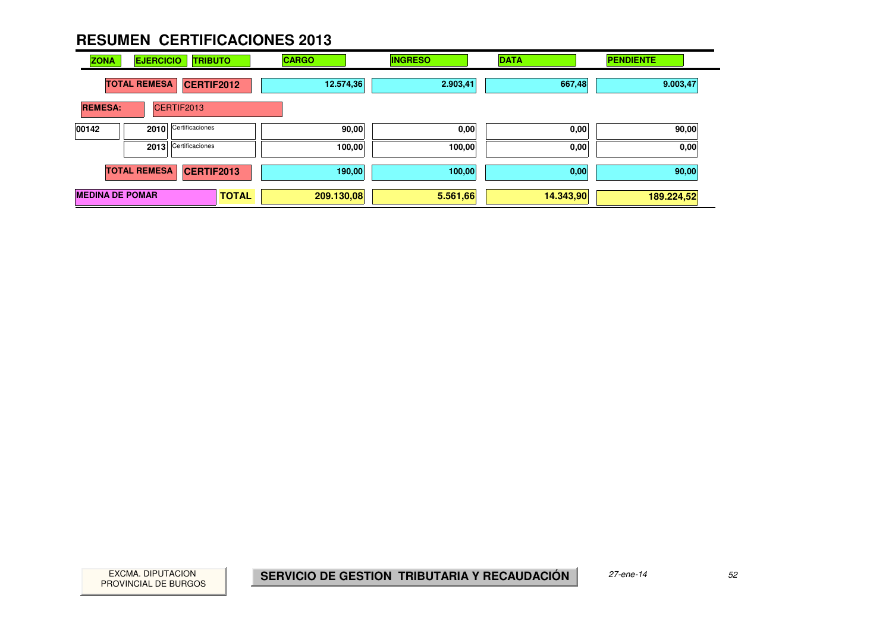# RESUMEN CERTIFICACIONES 2013

| ZONA | EJERCICIO | TRIBUTO | CARGO | INGRESO | DATA | PENDIENTE |
|---|---|---|---|---|---|---|
| | TOTAL REMESA | CERTIF2012 | 12.574,36 | 2.903,41 | 667,48 | 9.003,47 |
| REMESA: | CERTIF2013 | | | | | |
| 00142 | 2010 | Certificaciones | 90,00 | 0,00 | 0,00 | 90,00 |
| | 2013 | Certificaciones | 100,00 | 100,00 | 0,00 | 0,00 |
| | TOTAL REMESA | CERTIF2013 | 190,00 | 100,00 | 0,00 | 90,00 |
| MEDINA DE POMAR | | TOTAL | 209.130,08 | 5.561,66 | 14.343,90 | 189.224,52 |

EXCMA. DIPUTACION PROVINCIAL DE BURGOS

**SERVICIO DE GESTION TRIBUTARIA Y RECAUDACIÓN**

*27-ene-14*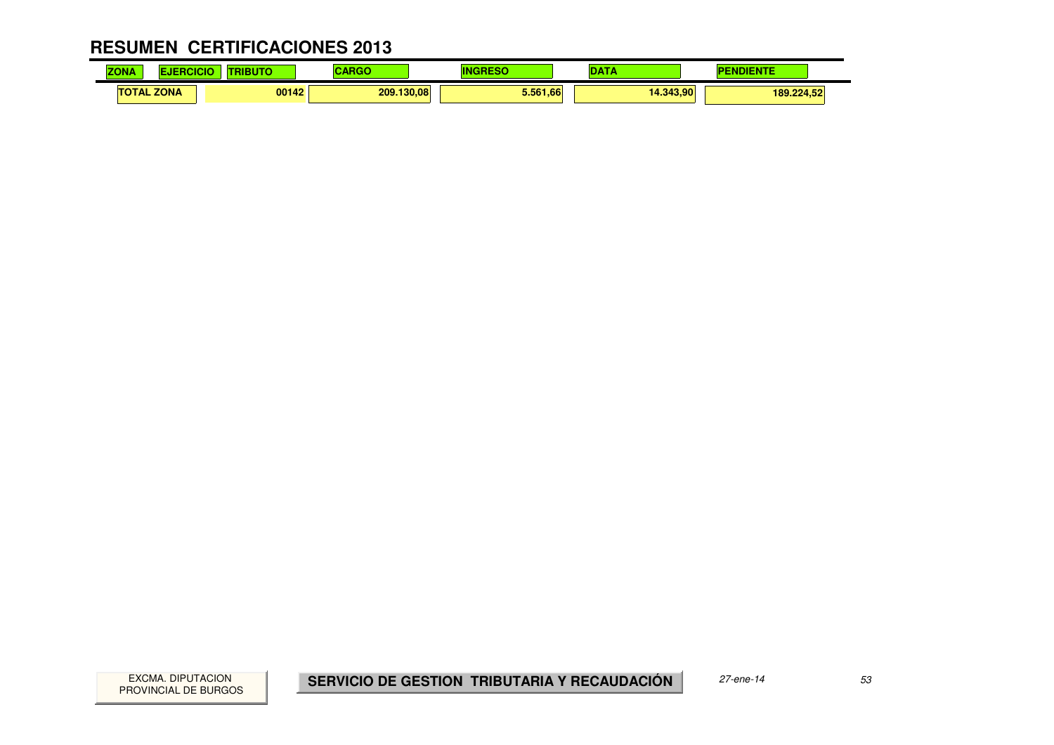# RESUMEN CERTIFICACIONES 2013

| ZONA | EJERCICIO | TRIBUTO | CARGO | INGRESO | DATA | PENDIENTE |
|---|---|---|---|---|---|---|
| TOTAL ZONA | | 00142 | 209.130,08 | 5.561,66 | 14.343,90 | 189.224,52 |

EXCMA. DIPUTACION PROVINCIAL DE BURGOS

**SERVICIO DE GESTION TRIBUTARIA Y RECAUDACIÓN**

*27-ene-14*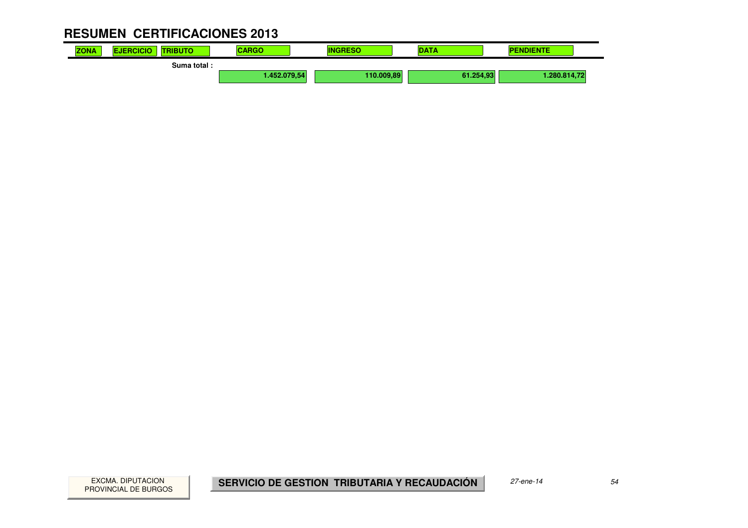# RESUMEN CERTIFICACIONES 2013

| ZONA | EJERCICIO | TRIBUTO | CARGO | INGRESO | DATA | PENDIENTE |
|---|---|---|---|---|---|---|
| | | Suma total : | 1.452.079,54 | 110.009,89 | 61.254,93 | 1.280.814,72 |

EXCMA. DIPUTACION PROVINCIAL DE BURGOS

**SERVICIO DE GESTION TRIBUTARIA Y RECAUDACIÓN**

*27-ene-14*